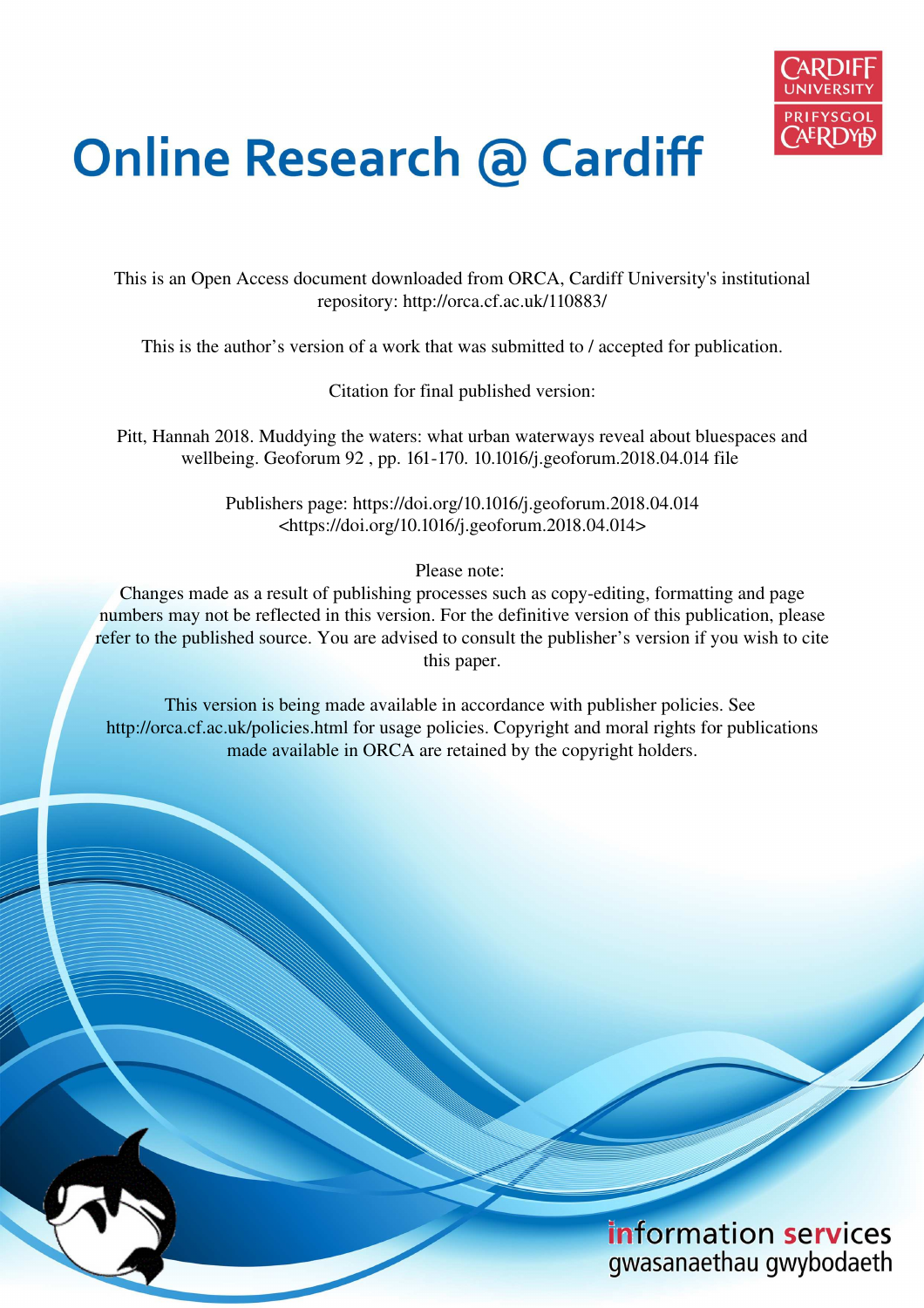# Online Research @ Cardiff

This is an Open Access document downloaded from ORCA, Cardiff University's institutional repository: http://orca.cf.ac.uk/110883/

This is the author's version of a work that was submitted to / accepted for publication.

Citation for final published version:

Pitt, Hannah 2018. Muddying the waters: what urban waterways reveal about bluespaces and wellbeing. Geoforum 92 , pp. 161-170. 10.1016/j.geoforum.2018.04.014 file

Publishers page: https://doi.org/10.1016/j.geoforum.2018.04.014 <https://doi.org/10.1016/j.geoforum.2018.04.014>

Please note:
Changes made as a result of publishing processes such as copy-editing, formatting and page numbers may not be reflected in this version. For the definitive version of this publication, please refer to the published source. You are advised to consult the publisher's version if you wish to cite this paper.

This version is being made available in accordance with publisher policies. See http://orca.cf.ac.uk/policies.html for usage policies. Copyright and moral rights for publications made available in ORCA are retained by the copyright holders.

information services
gwasanaethau gwybodaeth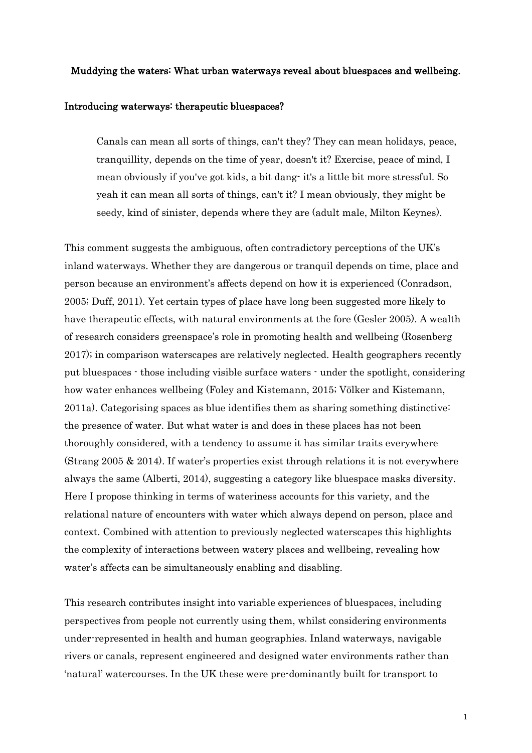# Muddying the waters: What urban waterways reveal about bluespaces and wellbeing.

## Introducing waterways: therapeutic bluespaces?

> Canals can mean all sorts of things, can't they? They can mean holidays, peace, tranquillity, depends on the time of year, doesn't it? Exercise, peace of mind, I mean obviously if you've got kids, a bit dang- it's a little bit more stressful. So yeah it can mean all sorts of things, can't it? I mean obviously, they might be seedy, kind of sinister, depends where they are (adult male, Milton Keynes).

This comment suggests the ambiguous, often contradictory perceptions of the UK's inland waterways. Whether they are dangerous or tranquil depends on time, place and person because an environment's affects depend on how it is experienced (Conradson, 2005; Duff, 2011). Yet certain types of place have long been suggested more likely to have therapeutic effects, with natural environments at the fore (Gesler 2005). A wealth of research considers greenspace's role in promoting health and wellbeing (Rosenberg 2017); in comparison waterscapes are relatively neglected. Health geographers recently put bluespaces - those including visible surface waters - under the spotlight, considering how water enhances wellbeing (Foley and Kistemann, 2015; Völker and Kistemann, 2011a). Categorising spaces as blue identifies them as sharing something distinctive: the presence of water. But what water is and does in these places has not been thoroughly considered, with a tendency to assume it has similar traits everywhere (Strang 2005 & 2014). If water's properties exist through relations it is not everywhere always the same (Alberti, 2014), suggesting a category like bluespace masks diversity. Here I propose thinking in terms of wateriness accounts for this variety, and the relational nature of encounters with water which always depend on person, place and context. Combined with attention to previously neglected waterscapes this highlights the complexity of interactions between watery places and wellbeing, revealing how water's affects can be simultaneously enabling and disabling.

This research contributes insight into variable experiences of bluespaces, including perspectives from people not currently using them, whilst considering environments under-represented in health and human geographies. Inland waterways, navigable rivers or canals, represent engineered and designed water environments rather than 'natural' watercourses. In the UK these were pre-dominantly built for transport to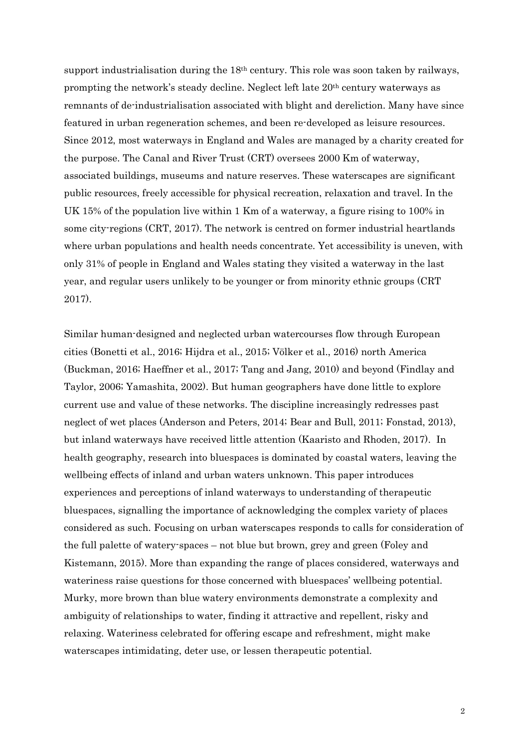support industrialisation during the 18th century. This role was soon taken by railways, prompting the network's steady decline. Neglect left late 20th century waterways as remnants of de-industrialisation associated with blight and dereliction. Many have since featured in urban regeneration schemes, and been re-developed as leisure resources. Since 2012, most waterways in England and Wales are managed by a charity created for the purpose. The Canal and River Trust (CRT) oversees 2000 Km of waterway, associated buildings, museums and nature reserves. These waterscapes are significant public resources, freely accessible for physical recreation, relaxation and travel. In the UK 15% of the population live within 1 Km of a waterway, a figure rising to 100% in some city-regions (CRT, 2017). The network is centred on former industrial heartlands where urban populations and health needs concentrate. Yet accessibility is uneven, with only 31% of people in England and Wales stating they visited a waterway in the last year, and regular users unlikely to be younger or from minority ethnic groups (CRT 2017).

Similar human-designed and neglected urban watercourses flow through European cities (Bonetti et al., 2016; Hijdra et al., 2015; Völker et al., 2016) north America (Buckman, 2016; Haeffner et al., 2017; Tang and Jang, 2010) and beyond (Findlay and Taylor, 2006; Yamashita, 2002). But human geographers have done little to explore current use and value of these networks. The discipline increasingly redresses past neglect of wet places (Anderson and Peters, 2014; Bear and Bull, 2011; Fonstad, 2013), but inland waterways have received little attention (Kaaristo and Rhoden, 2017). In health geography, research into bluespaces is dominated by coastal waters, leaving the wellbeing effects of inland and urban waters unknown. This paper introduces experiences and perceptions of inland waterways to understanding of therapeutic bluespaces, signalling the importance of acknowledging the complex variety of places considered as such. Focusing on urban waterscapes responds to calls for consideration of the full palette of watery-spaces – not blue but brown, grey and green (Foley and Kistemann, 2015). More than expanding the range of places considered, waterways and wateriness raise questions for those concerned with bluespaces' wellbeing potential. Murky, more brown than blue watery environments demonstrate a complexity and ambiguity of relationships to water, finding it attractive and repellent, risky and relaxing. Wateriness celebrated for offering escape and refreshment, might make waterscapes intimidating, deter use, or lessen therapeutic potential.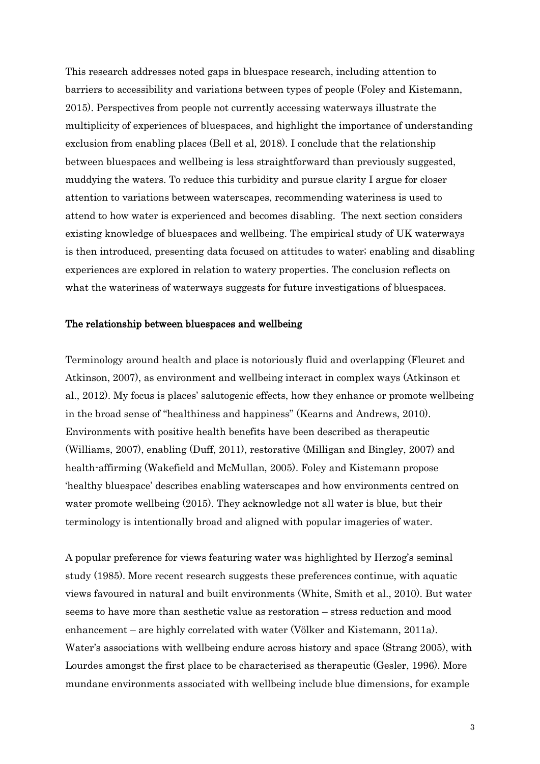This research addresses noted gaps in bluespace research, including attention to barriers to accessibility and variations between types of people (Foley and Kistemann, 2015). Perspectives from people not currently accessing waterways illustrate the multiplicity of experiences of bluespaces, and highlight the importance of understanding exclusion from enabling places (Bell et al, 2018). I conclude that the relationship between bluespaces and wellbeing is less straightforward than previously suggested, muddying the waters. To reduce this turbidity and pursue clarity I argue for closer attention to variations between waterscapes, recommending wateriness is used to attend to how water is experienced and becomes disabling. The next section considers existing knowledge of bluespaces and wellbeing. The empirical study of UK waterways is then introduced, presenting data focused on attitudes to water; enabling and disabling experiences are explored in relation to watery properties. The conclusion reflects on what the wateriness of waterways suggests for future investigations of bluespaces.

## The relationship between bluespaces and wellbeing

Terminology around health and place is notoriously fluid and overlapping (Fleuret and Atkinson, 2007), as environment and wellbeing interact in complex ways (Atkinson et al., 2012). My focus is places' salutogenic effects, how they enhance or promote wellbeing in the broad sense of "healthiness and happiness" (Kearns and Andrews, 2010). Environments with positive health benefits have been described as therapeutic (Williams, 2007), enabling (Duff, 2011), restorative (Milligan and Bingley, 2007) and health-affirming (Wakefield and McMullan, 2005). Foley and Kistemann propose 'healthy bluespace' describes enabling waterscapes and how environments centred on water promote wellbeing (2015). They acknowledge not all water is blue, but their terminology is intentionally broad and aligned with popular imageries of water.

A popular preference for views featuring water was highlighted by Herzog's seminal study (1985). More recent research suggests these preferences continue, with aquatic views favoured in natural and built environments (White, Smith et al., 2010). But water seems to have more than aesthetic value as restoration – stress reduction and mood enhancement – are highly correlated with water (Völker and Kistemann, 2011a). Water's associations with wellbeing endure across history and space (Strang 2005), with Lourdes amongst the first place to be characterised as therapeutic (Gesler, 1996). More mundane environments associated with wellbeing include blue dimensions, for example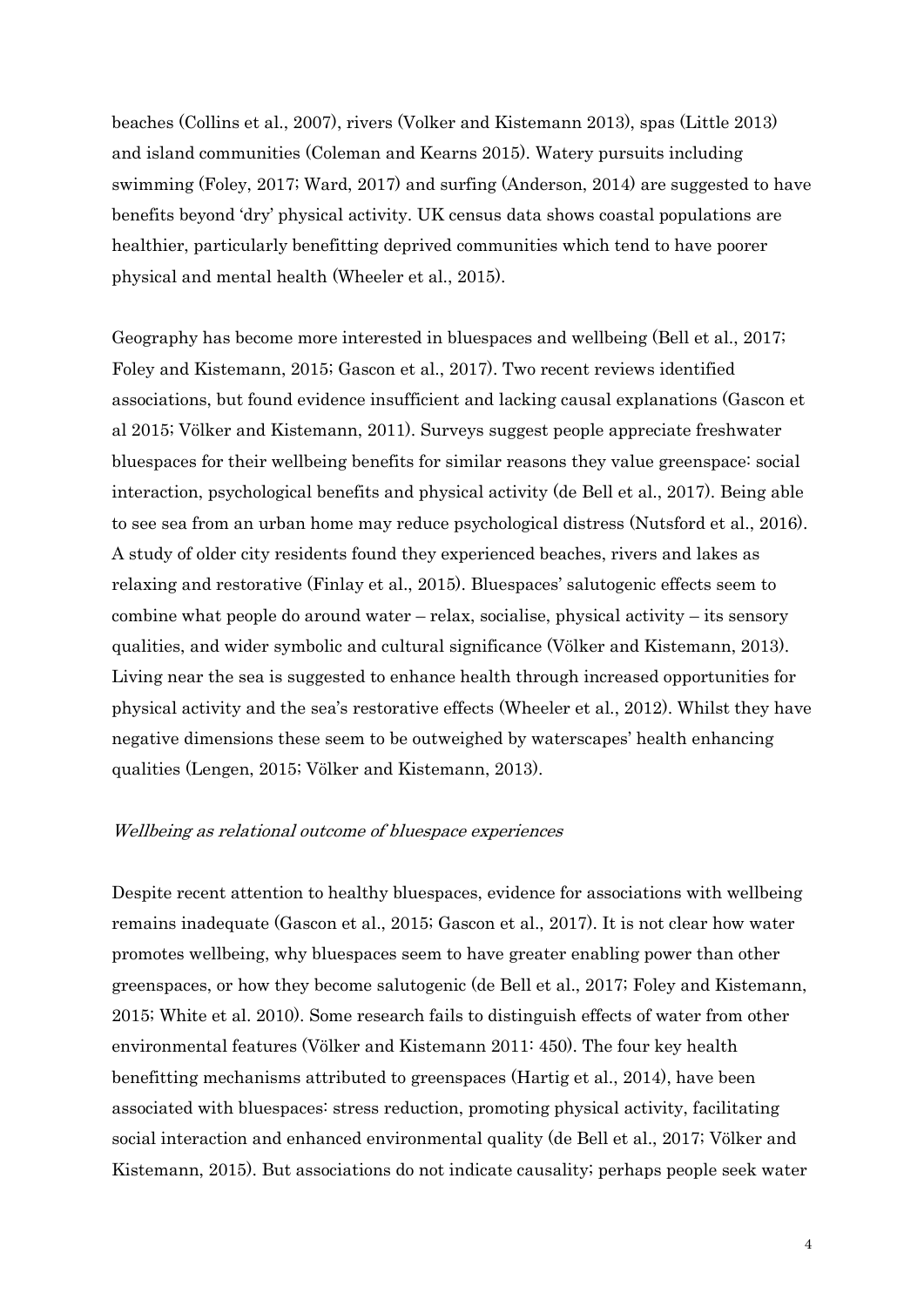beaches (Collins et al., 2007), rivers (Volker and Kistemann 2013), spas (Little 2013) and island communities (Coleman and Kearns 2015). Watery pursuits including swimming (Foley, 2017; Ward, 2017) and surfing (Anderson, 2014) are suggested to have benefits beyond 'dry' physical activity. UK census data shows coastal populations are healthier, particularly benefitting deprived communities which tend to have poorer physical and mental health (Wheeler et al., 2015).

Geography has become more interested in bluespaces and wellbeing (Bell et al., 2017; Foley and Kistemann, 2015; Gascon et al., 2017). Two recent reviews identified associations, but found evidence insufficient and lacking causal explanations (Gascon et al 2015; Völker and Kistemann, 2011). Surveys suggest people appreciate freshwater bluespaces for their wellbeing benefits for similar reasons they value greenspace: social interaction, psychological benefits and physical activity (de Bell et al., 2017). Being able to see sea from an urban home may reduce psychological distress (Nutsford et al., 2016). A study of older city residents found they experienced beaches, rivers and lakes as relaxing and restorative (Finlay et al., 2015). Bluespaces' salutogenic effects seem to combine what people do around water – relax, socialise, physical activity – its sensory qualities, and wider symbolic and cultural significance (Völker and Kistemann, 2013). Living near the sea is suggested to enhance health through increased opportunities for physical activity and the sea's restorative effects (Wheeler et al., 2012). Whilst they have negative dimensions these seem to be outweighed by waterscapes' health enhancing qualities (Lengen, 2015; Völker and Kistemann, 2013).

*Wellbeing as relational outcome of bluespace experiences*

Despite recent attention to healthy bluespaces, evidence for associations with wellbeing remains inadequate (Gascon et al., 2015; Gascon et al., 2017). It is not clear how water promotes wellbeing, why bluespaces seem to have greater enabling power than other greenspaces, or how they become salutogenic (de Bell et al., 2017; Foley and Kistemann, 2015; White et al. 2010). Some research fails to distinguish effects of water from other environmental features (Völker and Kistemann 2011: 450). The four key health benefitting mechanisms attributed to greenspaces (Hartig et al., 2014), have been associated with bluespaces: stress reduction, promoting physical activity, facilitating social interaction and enhanced environmental quality (de Bell et al., 2017; Völker and Kistemann, 2015). But associations do not indicate causality; perhaps people seek water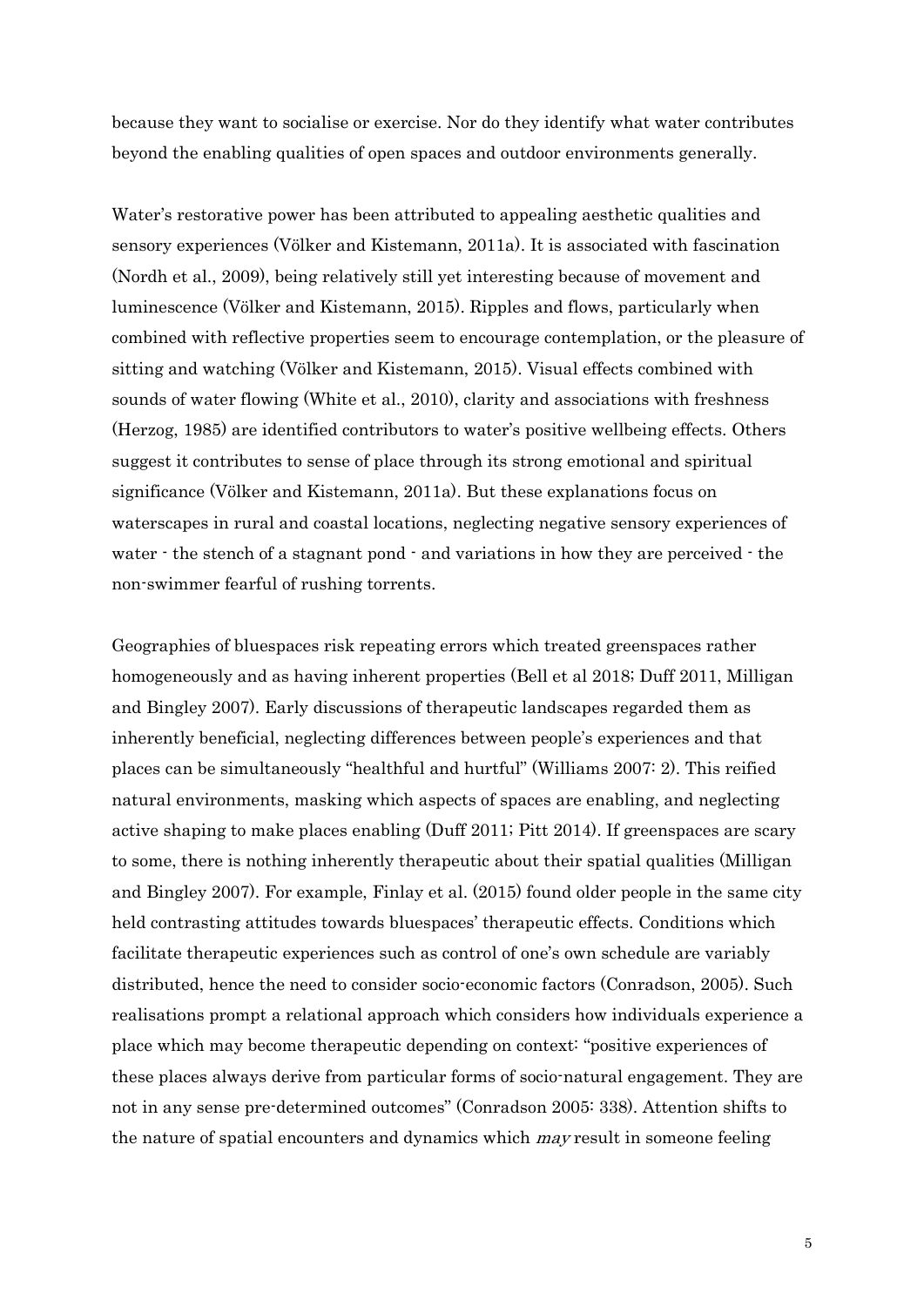because they want to socialise or exercise. Nor do they identify what water contributes beyond the enabling qualities of open spaces and outdoor environments generally.

Water's restorative power has been attributed to appealing aesthetic qualities and sensory experiences (Völker and Kistemann, 2011a). It is associated with fascination (Nordh et al., 2009), being relatively still yet interesting because of movement and luminescence (Völker and Kistemann, 2015). Ripples and flows, particularly when combined with reflective properties seem to encourage contemplation, or the pleasure of sitting and watching (Völker and Kistemann, 2015). Visual effects combined with sounds of water flowing (White et al., 2010), clarity and associations with freshness (Herzog, 1985) are identified contributors to water's positive wellbeing effects. Others suggest it contributes to sense of place through its strong emotional and spiritual significance (Völker and Kistemann, 2011a). But these explanations focus on waterscapes in rural and coastal locations, neglecting negative sensory experiences of water - the stench of a stagnant pond - and variations in how they are perceived - the non-swimmer fearful of rushing torrents.

Geographies of bluespaces risk repeating errors which treated greenspaces rather homogeneously and as having inherent properties (Bell et al 2018; Duff 2011, Milligan and Bingley 2007). Early discussions of therapeutic landscapes regarded them as inherently beneficial, neglecting differences between people's experiences and that places can be simultaneously "healthful and hurtful" (Williams 2007: 2). This reified natural environments, masking which aspects of spaces are enabling, and neglecting active shaping to make places enabling (Duff 2011; Pitt 2014). If greenspaces are scary to some, there is nothing inherently therapeutic about their spatial qualities (Milligan and Bingley 2007). For example, Finlay et al. (2015) found older people in the same city held contrasting attitudes towards bluespaces' therapeutic effects. Conditions which facilitate therapeutic experiences such as control of one's own schedule are variably distributed, hence the need to consider socio-economic factors (Conradson, 2005). Such realisations prompt a relational approach which considers how individuals experience a place which may become therapeutic depending on context: "positive experiences of these places always derive from particular forms of socio-natural engagement. They are not in any sense pre-determined outcomes" (Conradson 2005: 338). Attention shifts to the nature of spatial encounters and dynamics which *may* result in someone feeling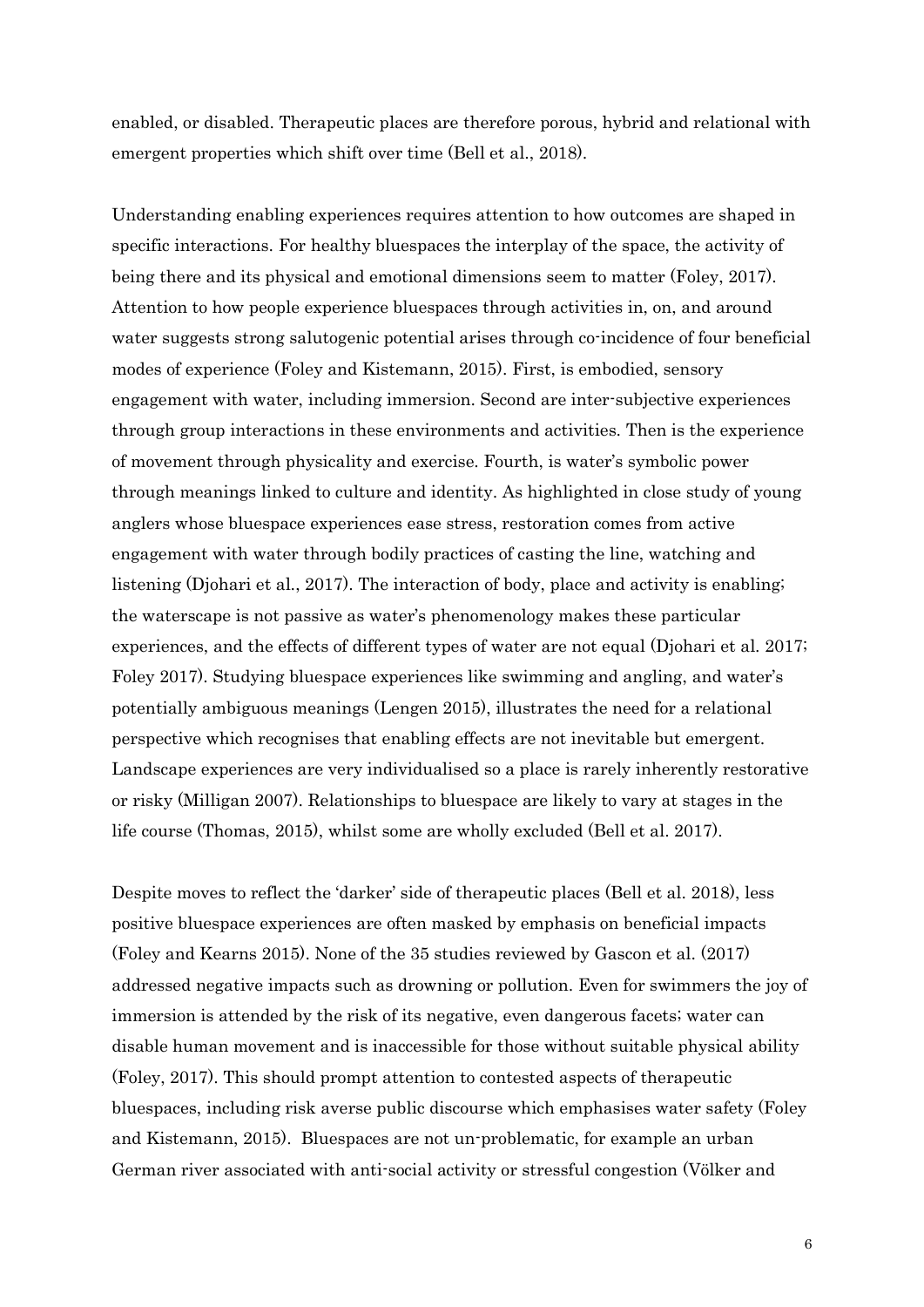enabled, or disabled. Therapeutic places are therefore porous, hybrid and relational with emergent properties which shift over time (Bell et al., 2018).

Understanding enabling experiences requires attention to how outcomes are shaped in specific interactions. For healthy bluespaces the interplay of the space, the activity of being there and its physical and emotional dimensions seem to matter (Foley, 2017). Attention to how people experience bluespaces through activities in, on, and around water suggests strong salutogenic potential arises through co-incidence of four beneficial modes of experience (Foley and Kistemann, 2015). First, is embodied, sensory engagement with water, including immersion. Second are inter-subjective experiences through group interactions in these environments and activities. Then is the experience of movement through physicality and exercise. Fourth, is water's symbolic power through meanings linked to culture and identity. As highlighted in close study of young anglers whose bluespace experiences ease stress, restoration comes from active engagement with water through bodily practices of casting the line, watching and listening (Djohari et al., 2017). The interaction of body, place and activity is enabling; the waterscape is not passive as water's phenomenology makes these particular experiences, and the effects of different types of water are not equal (Djohari et al. 2017; Foley 2017). Studying bluespace experiences like swimming and angling, and water's potentially ambiguous meanings (Lengen 2015), illustrates the need for a relational perspective which recognises that enabling effects are not inevitable but emergent. Landscape experiences are very individualised so a place is rarely inherently restorative or risky (Milligan 2007). Relationships to bluespace are likely to vary at stages in the life course (Thomas, 2015), whilst some are wholly excluded (Bell et al. 2017).

Despite moves to reflect the 'darker' side of therapeutic places (Bell et al. 2018), less positive bluespace experiences are often masked by emphasis on beneficial impacts (Foley and Kearns 2015). None of the 35 studies reviewed by Gascon et al. (2017) addressed negative impacts such as drowning or pollution. Even for swimmers the joy of immersion is attended by the risk of its negative, even dangerous facets; water can disable human movement and is inaccessible for those without suitable physical ability (Foley, 2017). This should prompt attention to contested aspects of therapeutic bluespaces, including risk averse public discourse which emphasises water safety (Foley and Kistemann, 2015). Bluespaces are not un-problematic, for example an urban German river associated with anti-social activity or stressful congestion (Völker and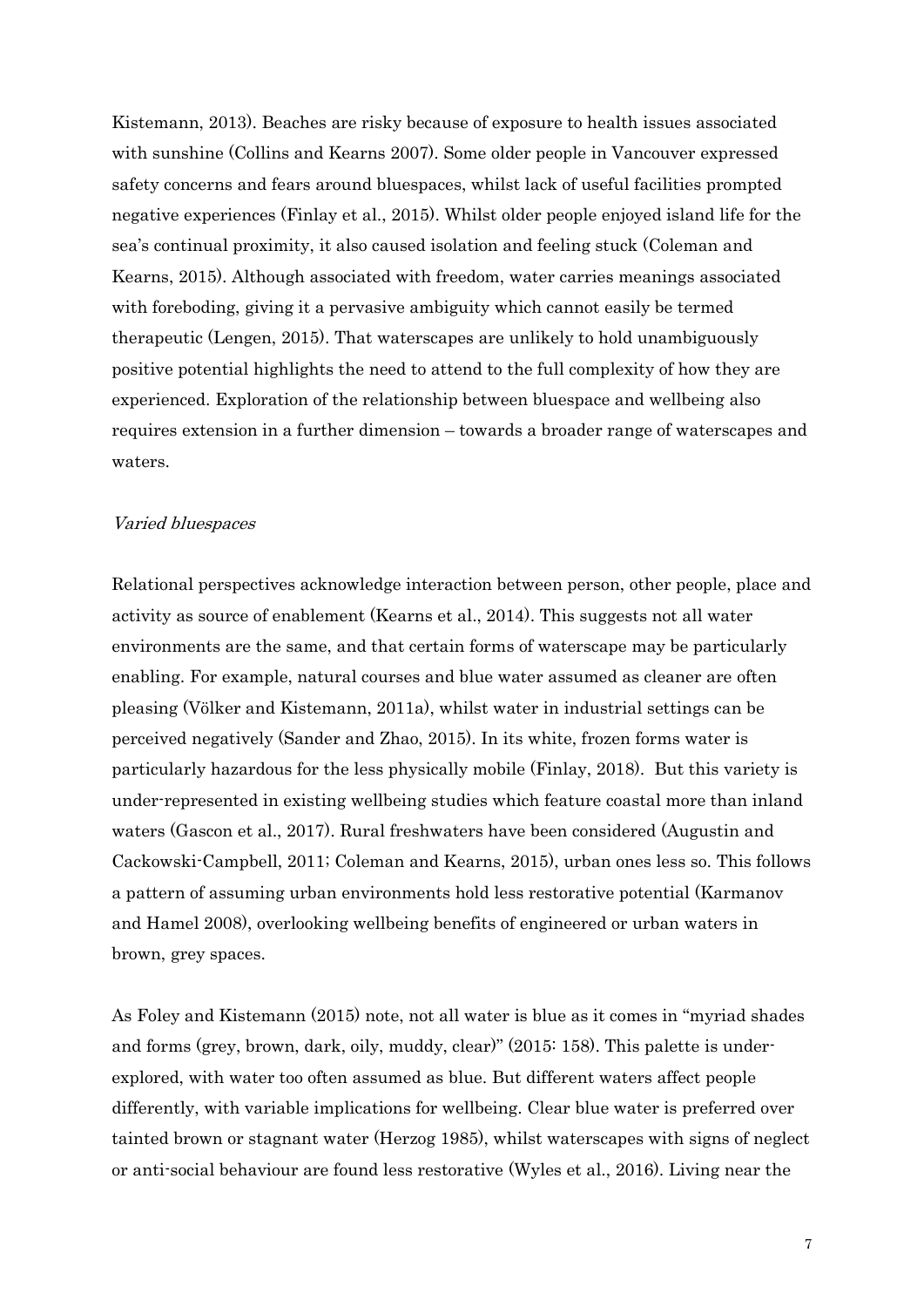Kistemann, 2013). Beaches are risky because of exposure to health issues associated with sunshine (Collins and Kearns 2007). Some older people in Vancouver expressed safety concerns and fears around bluespaces, whilst lack of useful facilities prompted negative experiences (Finlay et al., 2015). Whilst older people enjoyed island life for the sea's continual proximity, it also caused isolation and feeling stuck (Coleman and Kearns, 2015). Although associated with freedom, water carries meanings associated with foreboding, giving it a pervasive ambiguity which cannot easily be termed therapeutic (Lengen, 2015). That waterscapes are unlikely to hold unambiguously positive potential highlights the need to attend to the full complexity of how they are experienced. Exploration of the relationship between bluespace and wellbeing also requires extension in a further dimension – towards a broader range of waterscapes and waters.

*Varied bluespaces*

Relational perspectives acknowledge interaction between person, other people, place and activity as source of enablement (Kearns et al., 2014). This suggests not all water environments are the same, and that certain forms of waterscape may be particularly enabling. For example, natural courses and blue water assumed as cleaner are often pleasing (Völker and Kistemann, 2011a), whilst water in industrial settings can be perceived negatively (Sander and Zhao, 2015). In its white, frozen forms water is particularly hazardous for the less physically mobile (Finlay, 2018). But this variety is under-represented in existing wellbeing studies which feature coastal more than inland waters (Gascon et al., 2017). Rural freshwaters have been considered (Augustin and Cackowski-Campbell, 2011; Coleman and Kearns, 2015), urban ones less so. This follows a pattern of assuming urban environments hold less restorative potential (Karmanov and Hamel 2008), overlooking wellbeing benefits of engineered or urban waters in brown, grey spaces.

As Foley and Kistemann (2015) note, not all water is blue as it comes in "myriad shades and forms (grey, brown, dark, oily, muddy, clear)" (2015: 158). This palette is under-explored, with water too often assumed as blue. But different waters affect people differently, with variable implications for wellbeing. Clear blue water is preferred over tainted brown or stagnant water (Herzog 1985), whilst waterscapes with signs of neglect or anti-social behaviour are found less restorative (Wyles et al., 2016). Living near the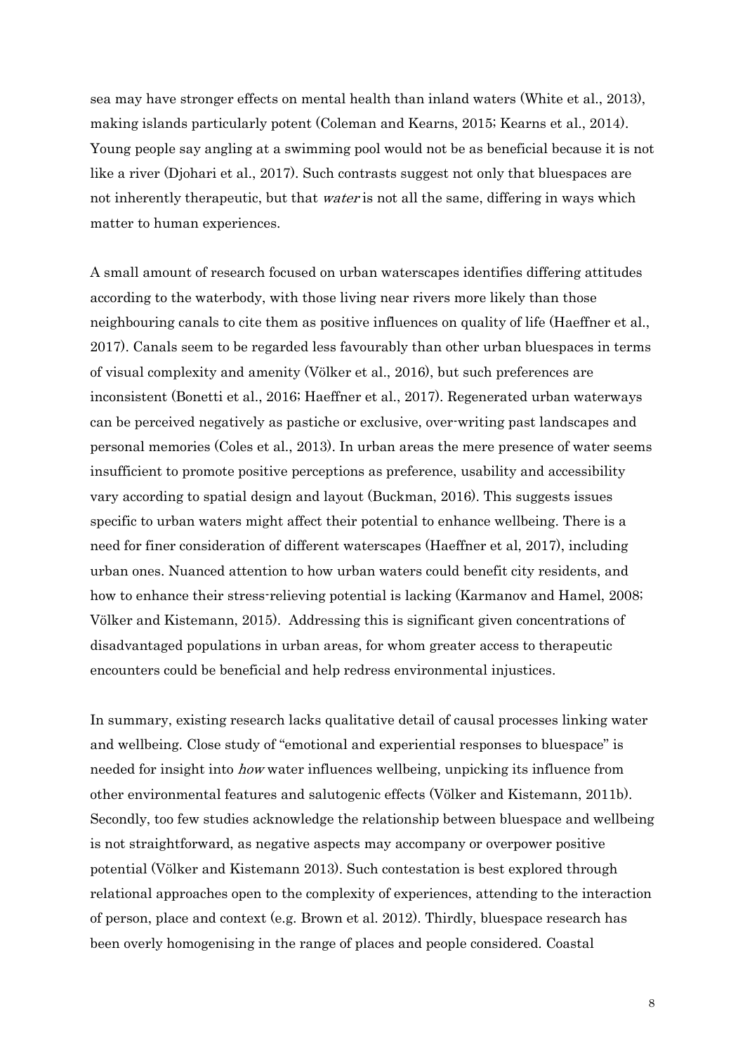sea may have stronger effects on mental health than inland waters (White et al., 2013), making islands particularly potent (Coleman and Kearns, 2015; Kearns et al., 2014). Young people say angling at a swimming pool would not be as beneficial because it is not like a river (Djohari et al., 2017). Such contrasts suggest not only that bluespaces are not inherently therapeutic, but that *water* is not all the same, differing in ways which matter to human experiences.

A small amount of research focused on urban waterscapes identifies differing attitudes according to the waterbody, with those living near rivers more likely than those neighbouring canals to cite them as positive influences on quality of life (Haeffner et al., 2017). Canals seem to be regarded less favourably than other urban bluespaces in terms of visual complexity and amenity (Völker et al., 2016), but such preferences are inconsistent (Bonetti et al., 2016; Haeffner et al., 2017). Regenerated urban waterways can be perceived negatively as pastiche or exclusive, over-writing past landscapes and personal memories (Coles et al., 2013). In urban areas the mere presence of water seems insufficient to promote positive perceptions as preference, usability and accessibility vary according to spatial design and layout (Buckman, 2016). This suggests issues specific to urban waters might affect their potential to enhance wellbeing. There is a need for finer consideration of different waterscapes (Haeffner et al, 2017), including urban ones. Nuanced attention to how urban waters could benefit city residents, and how to enhance their stress-relieving potential is lacking (Karmanov and Hamel, 2008; Völker and Kistemann, 2015). Addressing this is significant given concentrations of disadvantaged populations in urban areas, for whom greater access to therapeutic encounters could be beneficial and help redress environmental injustices.

In summary, existing research lacks qualitative detail of causal processes linking water and wellbeing. Close study of "emotional and experiential responses to bluespace" is needed for insight into *how* water influences wellbeing, unpicking its influence from other environmental features and salutogenic effects (Völker and Kistemann, 2011b). Secondly, too few studies acknowledge the relationship between bluespace and wellbeing is not straightforward, as negative aspects may accompany or overpower positive potential (Völker and Kistemann 2013). Such contestation is best explored through relational approaches open to the complexity of experiences, attending to the interaction of person, place and context (e.g. Brown et al. 2012). Thirdly, bluespace research has been overly homogenising in the range of places and people considered. Coastal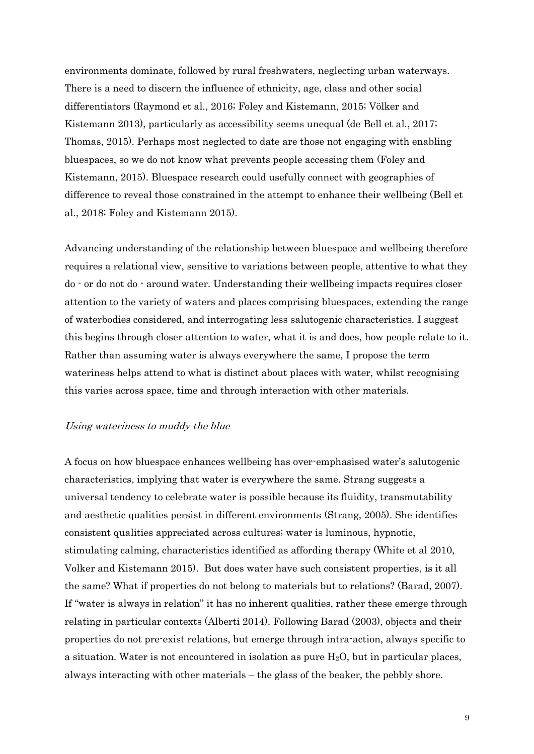environments dominate, followed by rural freshwaters, neglecting urban waterways. There is a need to discern the influence of ethnicity, age, class and other social differentiators (Raymond et al., 2016; Foley and Kistemann, 2015; Völker and Kistemann 2013), particularly as accessibility seems unequal (de Bell et al., 2017; Thomas, 2015). Perhaps most neglected to date are those not engaging with enabling bluespaces, so we do not know what prevents people accessing them (Foley and Kistemann, 2015). Bluespace research could usefully connect with geographies of difference to reveal those constrained in the attempt to enhance their wellbeing (Bell et al., 2018; Foley and Kistemann 2015).

Advancing understanding of the relationship between bluespace and wellbeing therefore requires a relational view, sensitive to variations between people, attentive to what they do - or do not do - around water. Understanding their wellbeing impacts requires closer attention to the variety of waters and places comprising bluespaces, extending the range of waterbodies considered, and interrogating less salutogenic characteristics. I suggest this begins through closer attention to water, what it is and does, how people relate to it. Rather than assuming water is always everywhere the same, I propose the term wateriness helps attend to what is distinct about places with water, whilst recognising this varies across space, time and through interaction with other materials.

*Using wateriness to muddy the blue*

A focus on how bluespace enhances wellbeing has over-emphasised water's salutogenic characteristics, implying that water is everywhere the same. Strang suggests a universal tendency to celebrate water is possible because its fluidity, transmutability and aesthetic qualities persist in different environments (Strang, 2005). She identifies consistent qualities appreciated across cultures; water is luminous, hypnotic, stimulating calming, characteristics identified as affording therapy (White et al 2010, Volker and Kistemann 2015). But does water have such consistent properties, is it all the same? What if properties do not belong to materials but to relations? (Barad, 2007). If "water is always in relation" it has no inherent qualities, rather these emerge through relating in particular contexts (Alberti 2014). Following Barad (2003), objects and their properties do not pre-exist relations, but emerge through intra-action, always specific to a situation. Water is not encountered in isolation as pure $H_2O$, but in particular places, always interacting with other materials – the glass of the beaker, the pebbly shore.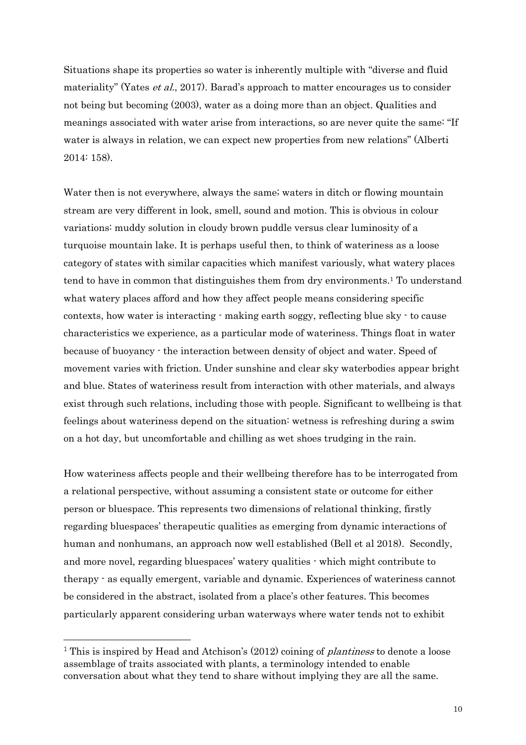Situations shape its properties so water is inherently multiple with "diverse and fluid materiality" (Yates *et al.*, 2017). Barad's approach to matter encourages us to consider not being but becoming (2003), water as a doing more than an object. Qualities and meanings associated with water arise from interactions, so are never quite the same: "If water is always in relation, we can expect new properties from new relations" (Alberti 2014: 158).

Water then is not everywhere, always the same; waters in ditch or flowing mountain stream are very different in look, smell, sound and motion. This is obvious in colour variations: muddy solution in cloudy brown puddle versus clear luminosity of a turquoise mountain lake. It is perhaps useful then, to think of wateriness as a loose category of states with similar capacities which manifest variously, what watery places tend to have in common that distinguishes them from dry environments.[1] To understand what watery places afford and how they affect people means considering specific contexts, how water is interacting - making earth soggy, reflecting blue sky - to cause characteristics we experience, as a particular mode of wateriness. Things float in water because of buoyancy - the interaction between density of object and water. Speed of movement varies with friction. Under sunshine and clear sky waterbodies appear bright and blue. States of wateriness result from interaction with other materials, and always exist through such relations, including those with people. Significant to wellbeing is that feelings about wateriness depend on the situation: wetness is refreshing during a swim on a hot day, but uncomfortable and chilling as wet shoes trudging in the rain.

How wateriness affects people and their wellbeing therefore has to be interrogated from a relational perspective, without assuming a consistent state or outcome for either person or bluespace. This represents two dimensions of relational thinking, firstly regarding bluespaces' therapeutic qualities as emerging from dynamic interactions of human and nonhumans, an approach now well established (Bell et al 2018). Secondly, and more novel, regarding bluespaces' watery qualities - which might contribute to therapy - as equally emergent, variable and dynamic. Experiences of wateriness cannot be considered in the abstract, isolated from a place's other features. This becomes particularly apparent considering urban waterways where water tends not to exhibit

[1] This is inspired by Head and Atchison's (2012) coining of *plantiness* to denote a loose assemblage of traits associated with plants, a terminology intended to enable conversation about what they tend to share without implying they are all the same.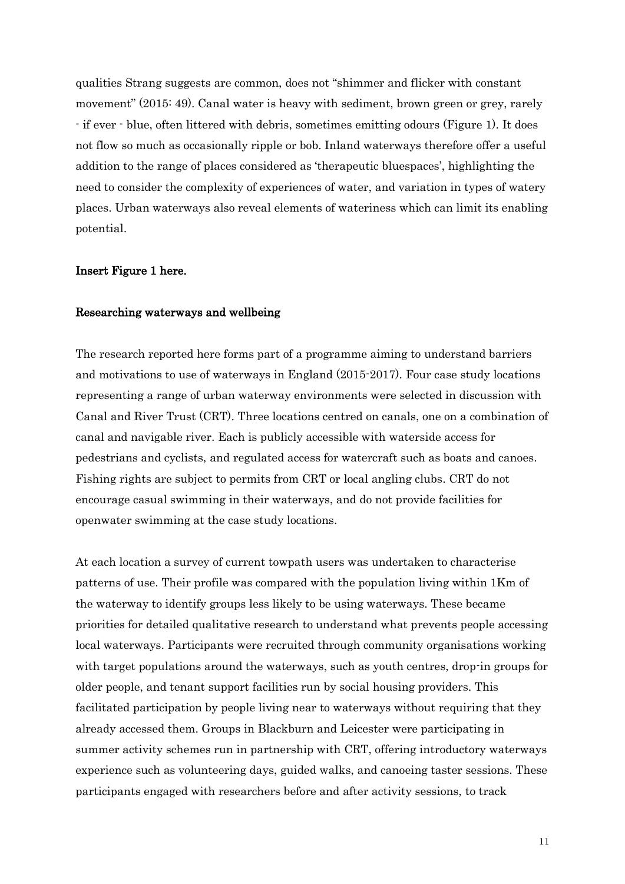qualities Strang suggests are common, does not "shimmer and flicker with constant movement" (2015: 49). Canal water is heavy with sediment, brown green or grey, rarely - if ever - blue, often littered with debris, sometimes emitting odours (Figure 1). It does not flow so much as occasionally ripple or bob. Inland waterways therefore offer a useful addition to the range of places considered as 'therapeutic bluespaces', highlighting the need to consider the complexity of experiences of water, and variation in types of watery places. Urban waterways also reveal elements of wateriness which can limit its enabling potential.

**Insert Figure 1 here.**

## Researching waterways and wellbeing

The research reported here forms part of a programme aiming to understand barriers and motivations to use of waterways in England (2015-2017). Four case study locations representing a range of urban waterway environments were selected in discussion with Canal and River Trust (CRT). Three locations centred on canals, one on a combination of canal and navigable river. Each is publicly accessible with waterside access for pedestrians and cyclists, and regulated access for watercraft such as boats and canoes. Fishing rights are subject to permits from CRT or local angling clubs. CRT do not encourage casual swimming in their waterways, and do not provide facilities for openwater swimming at the case study locations.

At each location a survey of current towpath users was undertaken to characterise patterns of use. Their profile was compared with the population living within 1Km of the waterway to identify groups less likely to be using waterways. These became priorities for detailed qualitative research to understand what prevents people accessing local waterways. Participants were recruited through community organisations working with target populations around the waterways, such as youth centres, drop-in groups for older people, and tenant support facilities run by social housing providers. This facilitated participation by people living near to waterways without requiring that they already accessed them. Groups in Blackburn and Leicester were participating in summer activity schemes run in partnership with CRT, offering introductory waterways experience such as volunteering days, guided walks, and canoeing taster sessions. These participants engaged with researchers before and after activity sessions, to track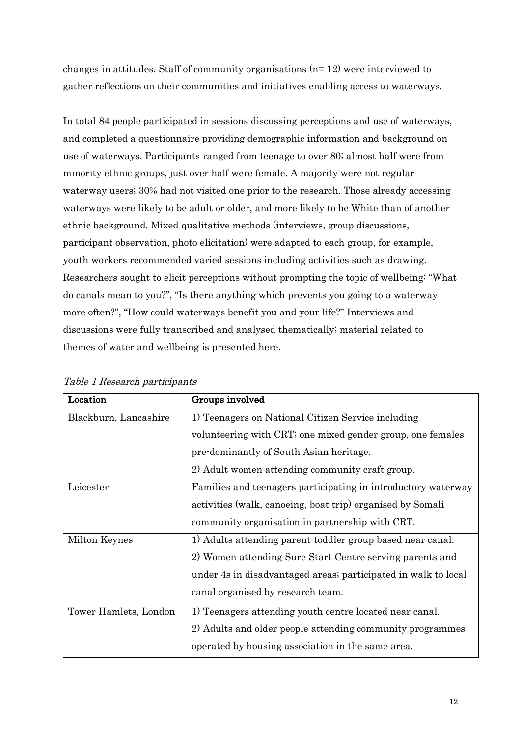changes in attitudes. Staff of community organisations (n= 12) were interviewed to gather reflections on their communities and initiatives enabling access to waterways.

In total 84 people participated in sessions discussing perceptions and use of waterways, and completed a questionnaire providing demographic information and background on use of waterways. Participants ranged from teenage to over 80; almost half were from minority ethnic groups, just over half were female. A majority were not regular waterway users; 30% had not visited one prior to the research. Those already accessing waterways were likely to be adult or older, and more likely to be White than of another ethnic background. Mixed qualitative methods (interviews, group discussions, participant observation, photo elicitation) were adapted to each group, for example, youth workers recommended varied sessions including activities such as drawing. Researchers sought to elicit perceptions without prompting the topic of wellbeing: "What do canals mean to you?", "Is there anything which prevents you going to a waterway more often?", "How could waterways benefit you and your life?" Interviews and discussions were fully transcribed and analysed thematically; material related to themes of water and wellbeing is presented here.

*Table 1 Research participants*

| **Location** | **Groups involved** |
| --- | --- |
| Blackburn, Lancashire | 1) Teenagers on National Citizen Service including volunteering with CRT; one mixed gender group, one females pre-dominantly of South Asian heritage.<br>2) Adult women attending community craft group. |
| Leicester | Families and teenagers participating in introductory waterway activities (walk, canoeing, boat trip) organised by Somali community organisation in partnership with CRT. |
| Milton Keynes | 1) Adults attending parent-toddler group based near canal.<br>2) Women attending Sure Start Centre serving parents and under 4s in disadvantaged areas; participated in walk to local canal organised by research team. |
| Tower Hamlets, London | 1) Teenagers attending youth centre located near canal.<br>2) Adults and older people attending community programmes operated by housing association in the same area. |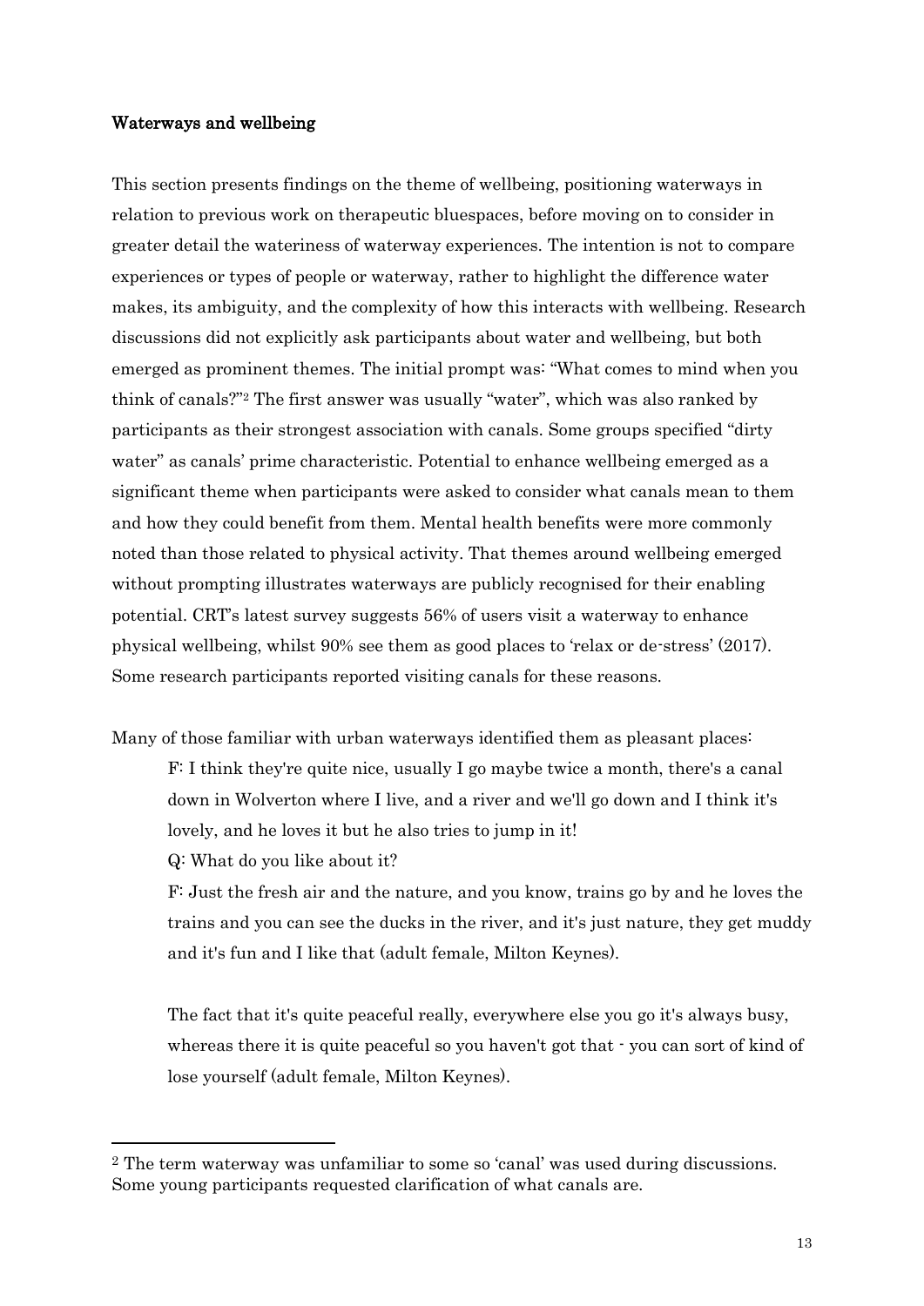## Waterways and wellbeing

This section presents findings on the theme of wellbeing, positioning waterways in relation to previous work on therapeutic bluespaces, before moving on to consider in greater detail the wateriness of waterway experiences. The intention is not to compare experiences or types of people or waterway, rather to highlight the difference water makes, its ambiguity, and the complexity of how this interacts with wellbeing. Research discussions did not explicitly ask participants about water and wellbeing, but both emerged as prominent themes. The initial prompt was: "What comes to mind when you think of canals?"[2] The first answer was usually "water", which was also ranked by participants as their strongest association with canals. Some groups specified "dirty water" as canals' prime characteristic. Potential to enhance wellbeing emerged as a significant theme when participants were asked to consider what canals mean to them and how they could benefit from them. Mental health benefits were more commonly noted than those related to physical activity. That themes around wellbeing emerged without prompting illustrates waterways are publicly recognised for their enabling potential. CRT's latest survey suggests 56% of users visit a waterway to enhance physical wellbeing, whilst 90% see them as good places to 'relax or de-stress' (2017). Some research participants reported visiting canals for these reasons.

Many of those familiar with urban waterways identified them as pleasant places:

> F: I think they're quite nice, usually I go maybe twice a month, there's a canal down in Wolverton where I live, and a river and we'll go down and I think it's lovely, and he loves it but he also tries to jump in it!
>
> Q: What do you like about it?
>
> F: Just the fresh air and the nature, and you know, trains go by and he loves the trains and you can see the ducks in the river, and it's just nature, they get muddy and it's fun and I like that (adult female, Milton Keynes).

> The fact that it's quite peaceful really, everywhere else you go it's always busy, whereas there it is quite peaceful so you haven't got that - you can sort of kind of lose yourself (adult female, Milton Keynes).

---

[2] The term waterway was unfamiliar to some so 'canal' was used during discussions. Some young participants requested clarification of what canals are.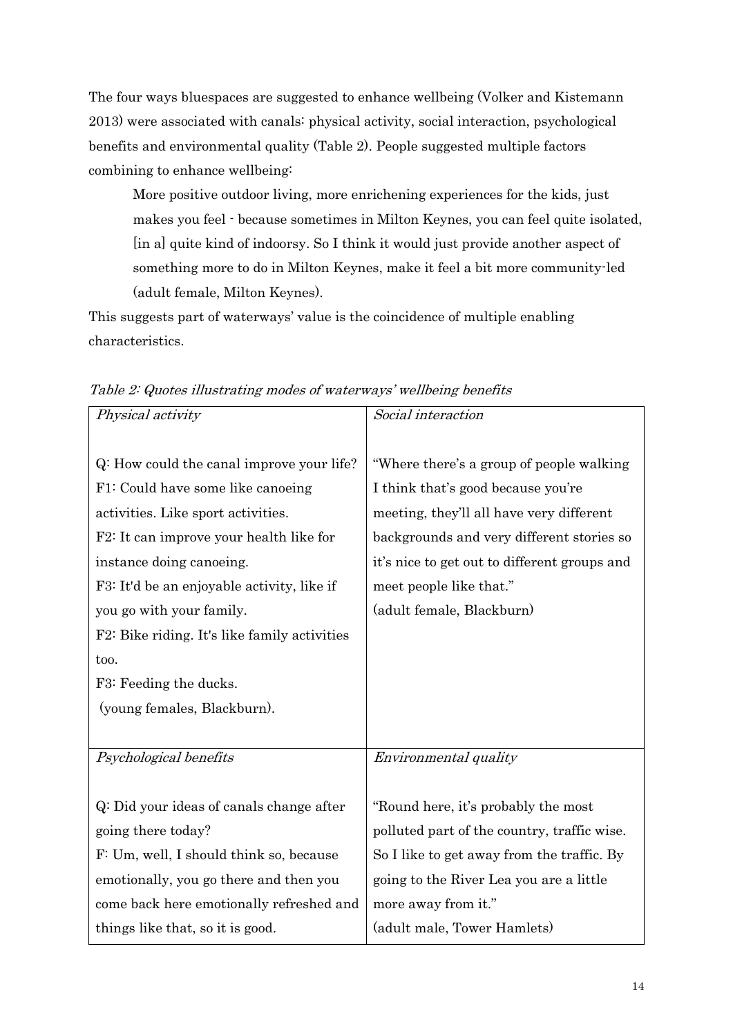The four ways bluespaces are suggested to enhance wellbeing (Volker and Kistemann 2013) were associated with canals: physical activity, social interaction, psychological benefits and environmental quality (Table 2). People suggested multiple factors combining to enhance wellbeing:

> More positive outdoor living, more enrichening experiences for the kids, just makes you feel - because sometimes in Milton Keynes, you can feel quite isolated, [in a] quite kind of indoorsy. So I think it would just provide another aspect of something more to do in Milton Keynes, make it feel a bit more community-led (adult female, Milton Keynes).

This suggests part of waterways' value is the coincidence of multiple enabling characteristics.

*Table 2: Quotes illustrating modes of waterways' wellbeing benefits*

| *Physical activity* | *Social interaction* |
|---|---|
| Q: How could the canal improve your life?<br>F1: Could have some like canoeing activities. Like sport activities.<br>F2: It can improve your health like for instance doing canoeing.<br>F3: It'd be an enjoyable activity, like if you go with your family.<br>F2: Bike riding. It's like family activities too.<br>F3: Feeding the ducks.<br>(young females, Blackburn). | "Where there's a group of people walking I think that's good because you're meeting, they'll all have very different backgrounds and very different stories so it's nice to get out to different groups and meet people like that."<br>(adult female, Blackburn) |
| *Psychological benefits* | *Environmental quality* |
| Q: Did your ideas of canals change after going there today?<br>F: Um, well, I should think so, because emotionally, you go there and then you come back here emotionally refreshed and things like that, so it is good. | "Round here, it's probably the most polluted part of the country, traffic wise. So I like to get away from the traffic. By going to the River Lea you are a little more away from it."<br>(adult male, Tower Hamlets) |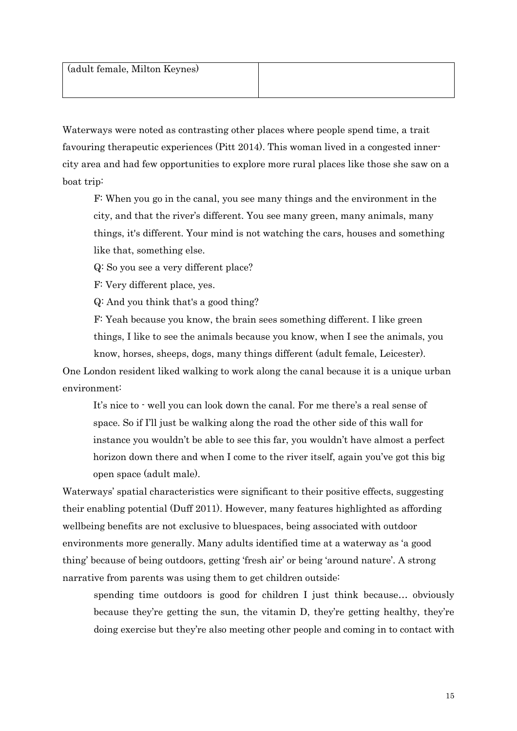| (adult female, Milton Keynes) | |
|---|---|

Waterways were noted as contrasting other places where people spend time, a trait favouring therapeutic experiences (Pitt 2014). This woman lived in a congested inner-city area and had few opportunities to explore more rural places like those she saw on a boat trip:

> F: When you go in the canal, you see many things and the environment in the city, and that the river's different. You see many green, many animals, many things, it's different. Your mind is not watching the cars, houses and something like that, something else.
>
> Q: So you see a very different place?
>
> F: Very different place, yes.
>
> Q: And you think that's a good thing?
>
> F: Yeah because you know, the brain sees something different. I like green things, I like to see the animals because you know, when I see the animals, you know, horses, sheeps, dogs, many things different (adult female, Leicester).

One London resident liked walking to work along the canal because it is a unique urban environment:

> It's nice to - well you can look down the canal. For me there's a real sense of space. So if I'll just be walking along the road the other side of this wall for instance you wouldn't be able to see this far, you wouldn't have almost a perfect horizon down there and when I come to the river itself, again you've got this big open space (adult male).

Waterways' spatial characteristics were significant to their positive effects, suggesting their enabling potential (Duff 2011). However, many features highlighted as affording wellbeing benefits are not exclusive to bluespaces, being associated with outdoor environments more generally. Many adults identified time at a waterway as 'a good thing' because of being outdoors, getting 'fresh air' or being 'around nature'. A strong narrative from parents was using them to get children outside:

> spending time outdoors is good for children I just think because… obviously because they're getting the sun, the vitamin D, they're getting healthy, they're doing exercise but they're also meeting other people and coming in to contact with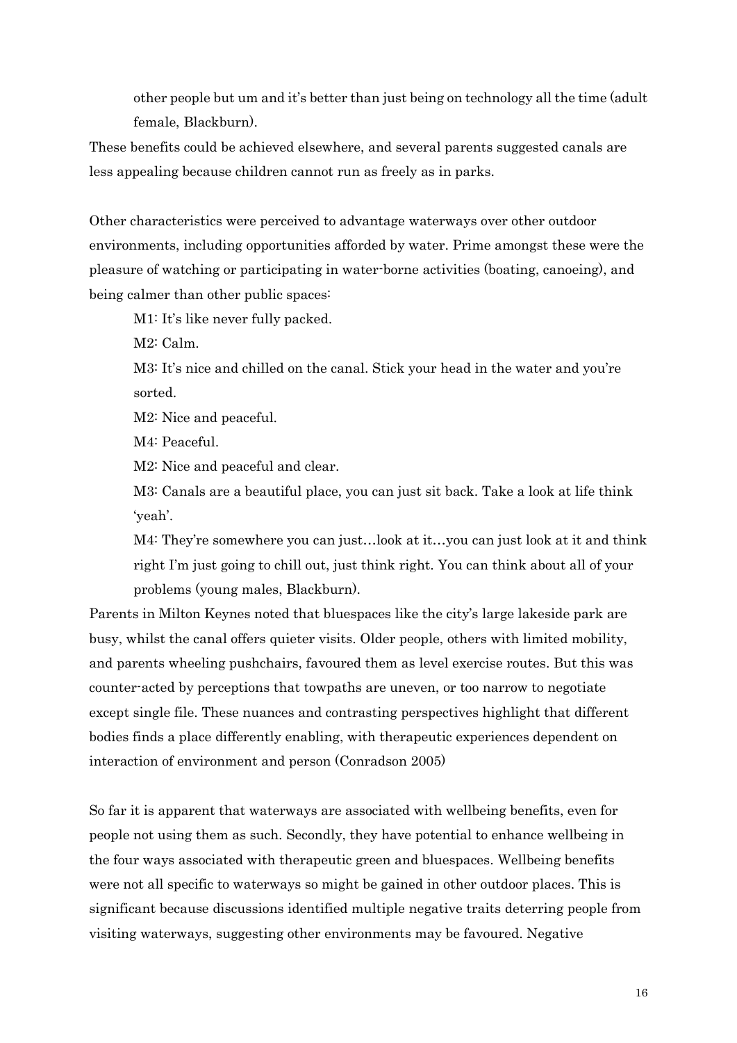> other people but um and it's better than just being on technology all the time (adult female, Blackburn).

These benefits could be achieved elsewhere, and several parents suggested canals are less appealing because children cannot run as freely as in parks.

Other characteristics were perceived to advantage waterways over other outdoor environments, including opportunities afforded by water. Prime amongst these were the pleasure of watching or participating in water-borne activities (boating, canoeing), and being calmer than other public spaces:

> M1: It's like never fully packed.
>
> M2: Calm.
>
> M3: It's nice and chilled on the canal. Stick your head in the water and you're sorted.
>
> M2: Nice and peaceful.
>
> M4: Peaceful.
>
> M2: Nice and peaceful and clear.
>
> M3: Canals are a beautiful place, you can just sit back. Take a look at life think 'yeah'.
>
> M4: They're somewhere you can just…look at it…you can just look at it and think right I'm just going to chill out, just think right. You can think about all of your problems (young males, Blackburn).

Parents in Milton Keynes noted that bluespaces like the city's large lakeside park are busy, whilst the canal offers quieter visits. Older people, others with limited mobility, and parents wheeling pushchairs, favoured them as level exercise routes. But this was counter-acted by perceptions that towpaths are uneven, or too narrow to negotiate except single file. These nuances and contrasting perspectives highlight that different bodies finds a place differently enabling, with therapeutic experiences dependent on interaction of environment and person (Conradson 2005)

So far it is apparent that waterways are associated with wellbeing benefits, even for people not using them as such. Secondly, they have potential to enhance wellbeing in the four ways associated with therapeutic green and bluespaces. Wellbeing benefits were not all specific to waterways so might be gained in other outdoor places. This is significant because discussions identified multiple negative traits deterring people from visiting waterways, suggesting other environments may be favoured. Negative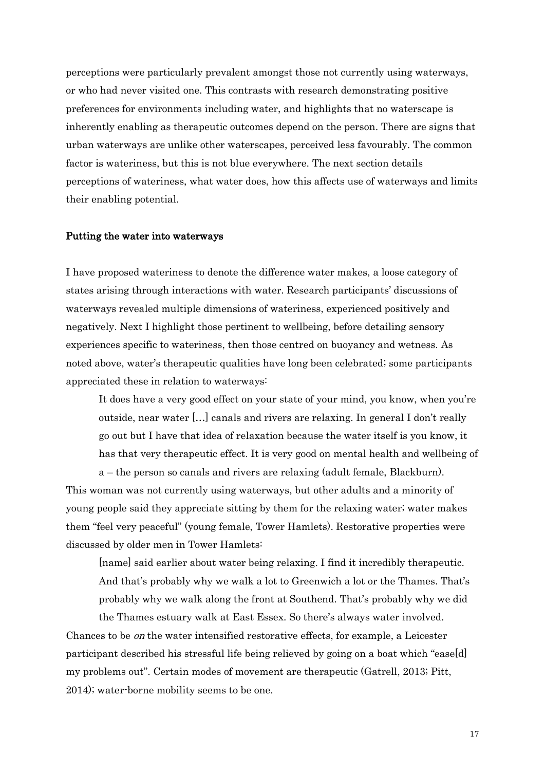perceptions were particularly prevalent amongst those not currently using waterways, or who had never visited one. This contrasts with research demonstrating positive preferences for environments including water, and highlights that no waterscape is inherently enabling as therapeutic outcomes depend on the person. There are signs that urban waterways are unlike other waterscapes, perceived less favourably. The common factor is wateriness, but this is not blue everywhere. The next section details perceptions of wateriness, what water does, how this affects use of waterways and limits their enabling potential.

## Putting the water into waterways

I have proposed wateriness to denote the difference water makes, a loose category of states arising through interactions with water. Research participants' discussions of waterways revealed multiple dimensions of wateriness, experienced positively and negatively. Next I highlight those pertinent to wellbeing, before detailing sensory experiences specific to wateriness, then those centred on buoyancy and wetness. As noted above, water's therapeutic qualities have long been celebrated; some participants appreciated these in relation to waterways:

> It does have a very good effect on your state of your mind, you know, when you're outside, near water [...] canals and rivers are relaxing. In general I don't really go out but I have that idea of relaxation because the water itself is you know, it has that very therapeutic effect. It is very good on mental health and wellbeing of a – the person so canals and rivers are relaxing (adult female, Blackburn).

This woman was not currently using waterways, but other adults and a minority of young people said they appreciate sitting by them for the relaxing water; water makes them "feel very peaceful" (young female, Tower Hamlets). Restorative properties were discussed by older men in Tower Hamlets:

> [name] said earlier about water being relaxing. I find it incredibly therapeutic. And that's probably why we walk a lot to Greenwich a lot or the Thames. That's probably why we walk along the front at Southend. That's probably why we did the Thames estuary walk at East Essex. So there's always water involved.

Chances to be *on* the water intensified restorative effects, for example, a Leicester participant described his stressful life being relieved by going on a boat which "ease[d] my problems out". Certain modes of movement are therapeutic (Gatrell, 2013; Pitt, 2014); water-borne mobility seems to be one.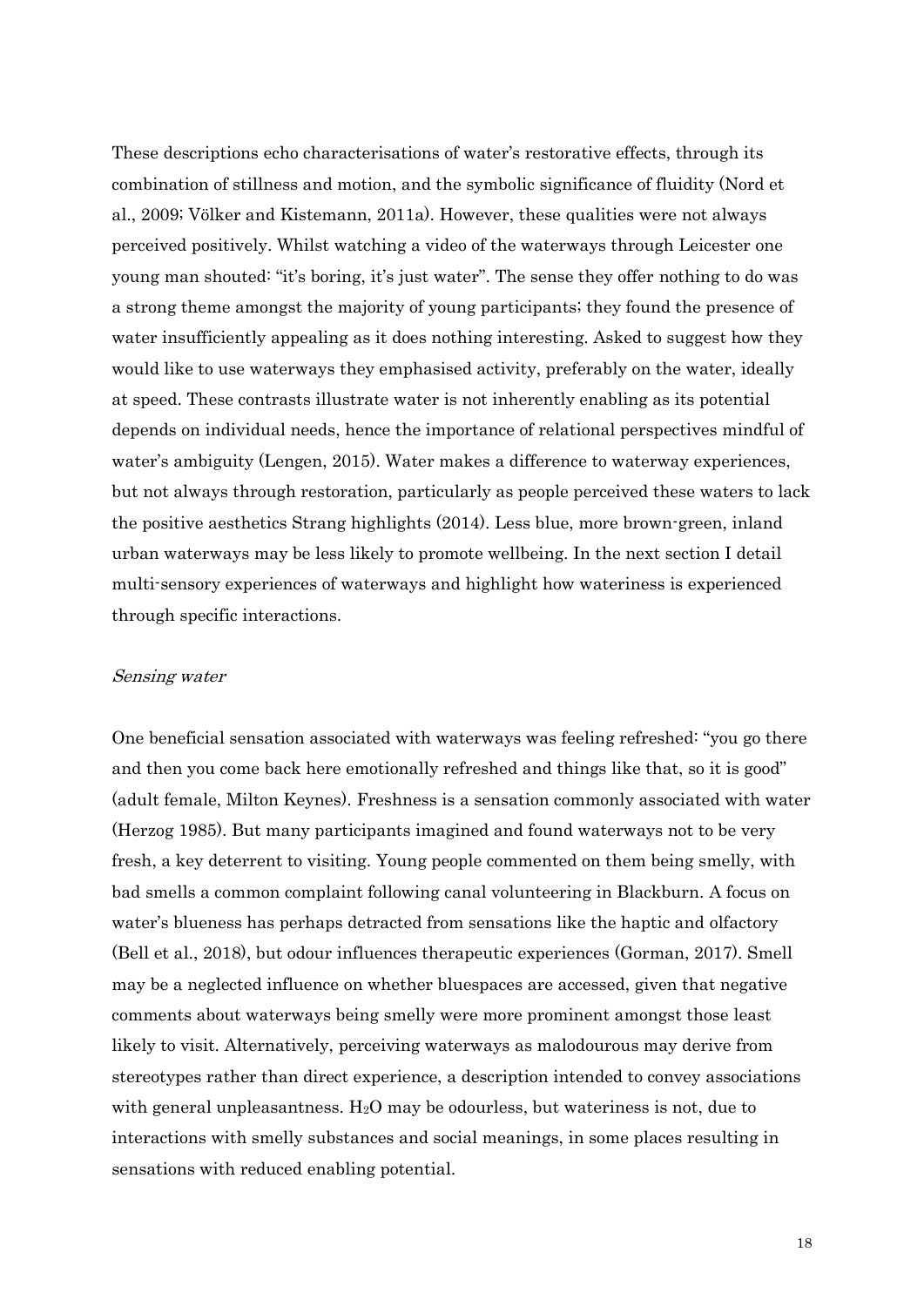These descriptions echo characterisations of water's restorative effects, through its combination of stillness and motion, and the symbolic significance of fluidity (Nord et al., 2009; Völker and Kistemann, 2011a). However, these qualities were not always perceived positively. Whilst watching a video of the waterways through Leicester one young man shouted: "it's boring, it's just water". The sense they offer nothing to do was a strong theme amongst the majority of young participants; they found the presence of water insufficiently appealing as it does nothing interesting. Asked to suggest how they would like to use waterways they emphasised activity, preferably on the water, ideally at speed. These contrasts illustrate water is not inherently enabling as its potential depends on individual needs, hence the importance of relational perspectives mindful of water's ambiguity (Lengen, 2015). Water makes a difference to waterway experiences, but not always through restoration, particularly as people perceived these waters to lack the positive aesthetics Strang highlights (2014). Less blue, more brown-green, inland urban waterways may be less likely to promote wellbeing. In the next section I detail multi-sensory experiences of waterways and highlight how wateriness is experienced through specific interactions.

### *Sensing water*

One beneficial sensation associated with waterways was feeling refreshed: "you go there and then you come back here emotionally refreshed and things like that, so it is good" (adult female, Milton Keynes). Freshness is a sensation commonly associated with water (Herzog 1985). But many participants imagined and found waterways not to be very fresh, a key deterrent to visiting. Young people commented on them being smelly, with bad smells a common complaint following canal volunteering in Blackburn. A focus on water's blueness has perhaps detracted from sensations like the haptic and olfactory (Bell et al., 2018), but odour influences therapeutic experiences (Gorman, 2017). Smell may be a neglected influence on whether bluespaces are accessed, given that negative comments about waterways being smelly were more prominent amongst those least likely to visit. Alternatively, perceiving waterways as malodourous may derive from stereotypes rather than direct experience, a description intended to convey associations with general unpleasantness. $H_2O$ may be odourless, but wateriness is not, due to interactions with smelly substances and social meanings, in some places resulting in sensations with reduced enabling potential.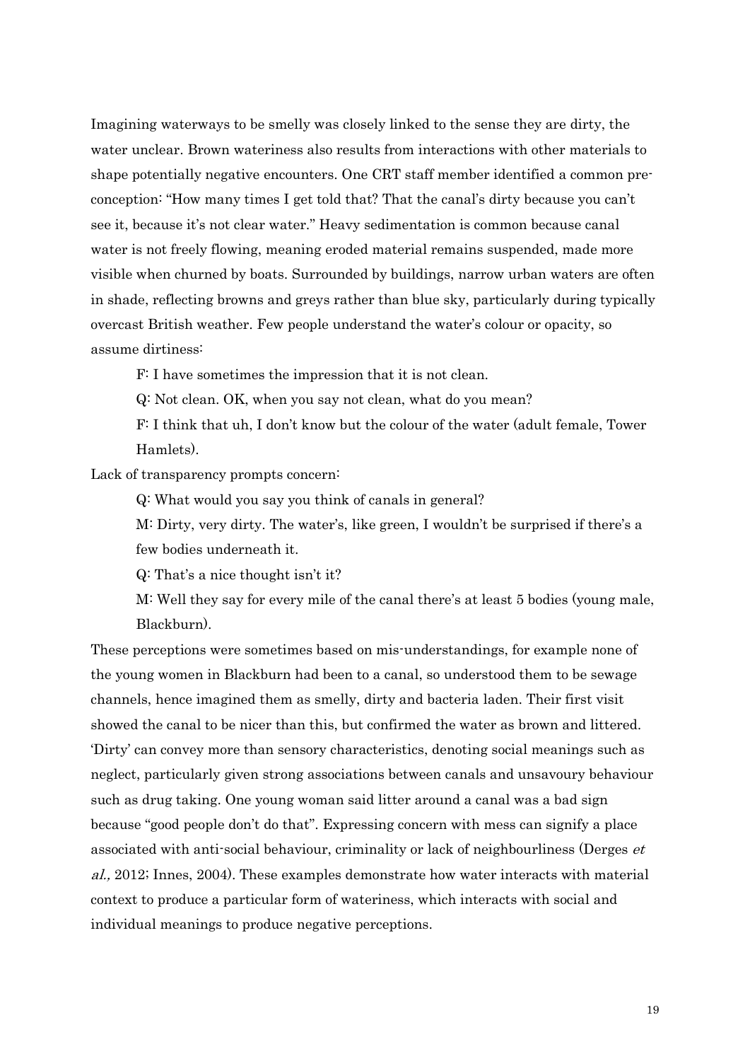Imagining waterways to be smelly was closely linked to the sense they are dirty, the water unclear. Brown wateriness also results from interactions with other materials to shape potentially negative encounters. One CRT staff member identified a common pre-conception: "How many times I get told that? That the canal's dirty because you can't see it, because it's not clear water." Heavy sedimentation is common because canal water is not freely flowing, meaning eroded material remains suspended, made more visible when churned by boats. Surrounded by buildings, narrow urban waters are often in shade, reflecting browns and greys rather than blue sky, particularly during typically overcast British weather. Few people understand the water's colour or opacity, so assume dirtiness:

> F: I have sometimes the impression that it is not clean.
>
> Q: Not clean. OK, when you say not clean, what do you mean?
>
> F: I think that uh, I don't know but the colour of the water (adult female, Tower Hamlets).

Lack of transparency prompts concern:

> Q: What would you say you think of canals in general?
>
> M: Dirty, very dirty. The water's, like green, I wouldn't be surprised if there's a few bodies underneath it.
>
> Q: That's a nice thought isn't it?
>
> M: Well they say for every mile of the canal there's at least 5 bodies (young male, Blackburn).

These perceptions were sometimes based on mis-understandings, for example none of the young women in Blackburn had been to a canal, so understood them to be sewage channels, hence imagined them as smelly, dirty and bacteria laden. Their first visit showed the canal to be nicer than this, but confirmed the water as brown and littered. 'Dirty' can convey more than sensory characteristics, denoting social meanings such as neglect, particularly given strong associations between canals and unsavoury behaviour such as drug taking. One young woman said litter around a canal was a bad sign because "good people don't do that". Expressing concern with mess can signify a place associated with anti-social behaviour, criminality or lack of neighbourliness (Derges *et al.,* 2012; Innes, 2004). These examples demonstrate how water interacts with material context to produce a particular form of wateriness, which interacts with social and individual meanings to produce negative perceptions.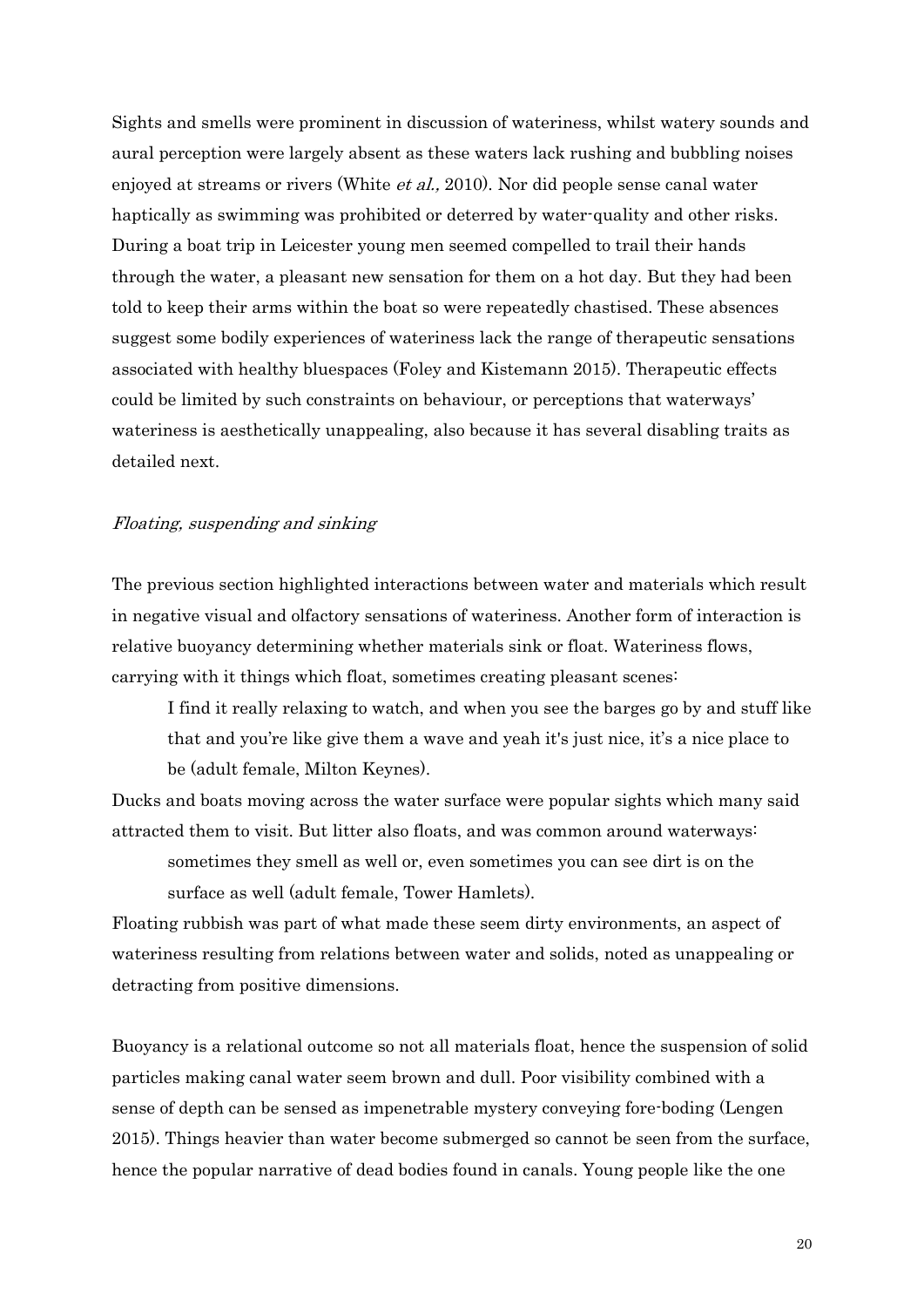Sights and smells were prominent in discussion of wateriness, whilst watery sounds and aural perception were largely absent as these waters lack rushing and bubbling noises enjoyed at streams or rivers (White *et al.,* 2010). Nor did people sense canal water haptically as swimming was prohibited or deterred by water-quality and other risks. During a boat trip in Leicester young men seemed compelled to trail their hands through the water, a pleasant new sensation for them on a hot day. But they had been told to keep their arms within the boat so were repeatedly chastised. These absences suggest some bodily experiences of wateriness lack the range of therapeutic sensations associated with healthy bluespaces (Foley and Kistemann 2015). Therapeutic effects could be limited by such constraints on behaviour, or perceptions that waterways' wateriness is aesthetically unappealing, also because it has several disabling traits as detailed next.

### *Floating, suspending and sinking*

The previous section highlighted interactions between water and materials which result in negative visual and olfactory sensations of wateriness. Another form of interaction is relative buoyancy determining whether materials sink or float. Wateriness flows, carrying with it things which float, sometimes creating pleasant scenes:

> I find it really relaxing to watch, and when you see the barges go by and stuff like that and you're like give them a wave and yeah it's just nice, it's a nice place to be (adult female, Milton Keynes).

Ducks and boats moving across the water surface were popular sights which many said attracted them to visit. But litter also floats, and was common around waterways:

> sometimes they smell as well or, even sometimes you can see dirt is on the surface as well (adult female, Tower Hamlets).

Floating rubbish was part of what made these seem dirty environments, an aspect of wateriness resulting from relations between water and solids, noted as unappealing or detracting from positive dimensions.

Buoyancy is a relational outcome so not all materials float, hence the suspension of solid particles making canal water seem brown and dull. Poor visibility combined with a sense of depth can be sensed as impenetrable mystery conveying fore-boding (Lengen 2015). Things heavier than water become submerged so cannot be seen from the surface, hence the popular narrative of dead bodies found in canals. Young people like the one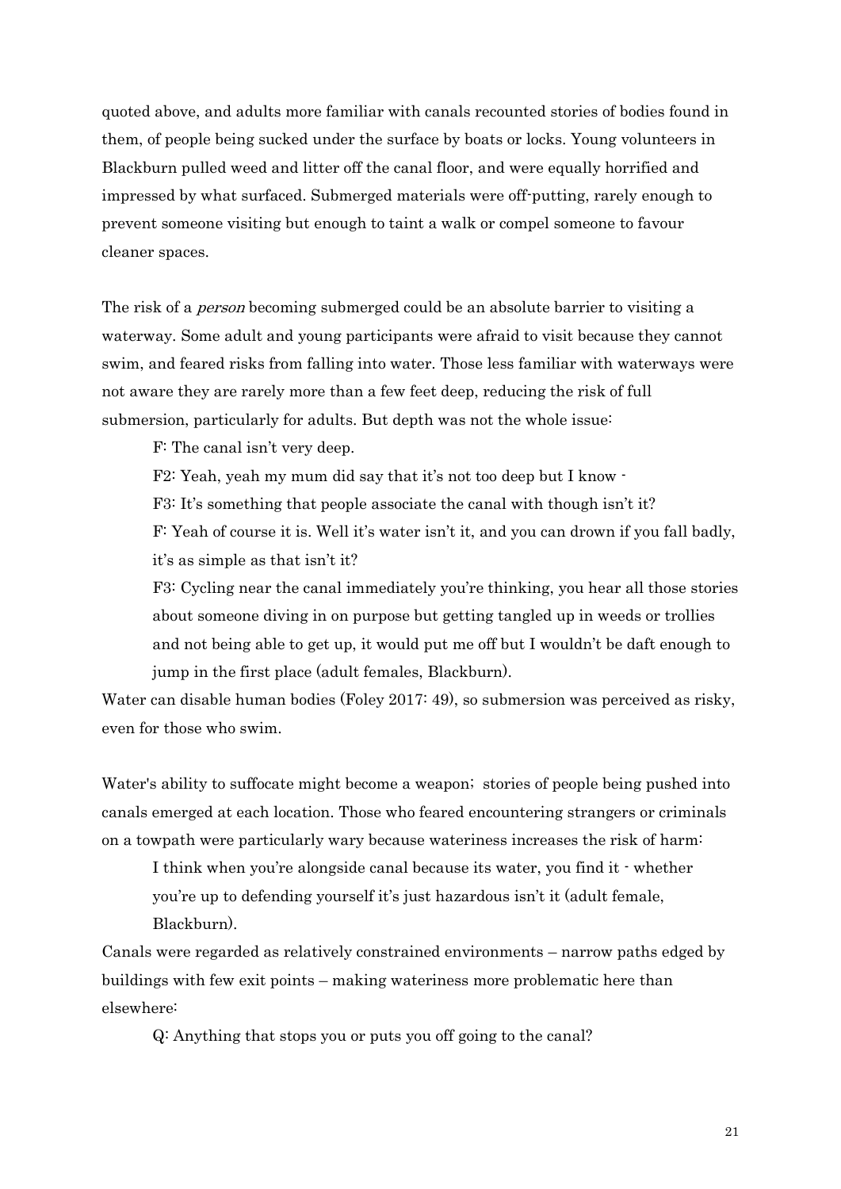quoted above, and adults more familiar with canals recounted stories of bodies found in them, of people being sucked under the surface by boats or locks. Young volunteers in Blackburn pulled weed and litter off the canal floor, and were equally horrified and impressed by what surfaced. Submerged materials were off-putting, rarely enough to prevent someone visiting but enough to taint a walk or compel someone to favour cleaner spaces.

The risk of a *person* becoming submerged could be an absolute barrier to visiting a waterway. Some adult and young participants were afraid to visit because they cannot swim, and feared risks from falling into water. Those less familiar with waterways were not aware they are rarely more than a few feet deep, reducing the risk of full submersion, particularly for adults. But depth was not the whole issue:

> F: The canal isn't very deep.
>
> F2: Yeah, yeah my mum did say that it's not too deep but I know -
>
> F3: It's something that people associate the canal with though isn't it?
>
> F: Yeah of course it is. Well it's water isn't it, and you can drown if you fall badly, it's as simple as that isn't it?
>
> F3: Cycling near the canal immediately you're thinking, you hear all those stories about someone diving in on purpose but getting tangled up in weeds or trollies and not being able to get up, it would put me off but I wouldn't be daft enough to jump in the first place (adult females, Blackburn).

Water can disable human bodies (Foley 2017: 49), so submersion was perceived as risky, even for those who swim.

Water's ability to suffocate might become a weapon; stories of people being pushed into canals emerged at each location. Those who feared encountering strangers or criminals on a towpath were particularly wary because wateriness increases the risk of harm:

> I think when you're alongside canal because its water, you find it - whether you're up to defending yourself it's just hazardous isn't it (adult female, Blackburn).

Canals were regarded as relatively constrained environments – narrow paths edged by buildings with few exit points – making wateriness more problematic here than elsewhere:

> Q: Anything that stops you or puts you off going to the canal?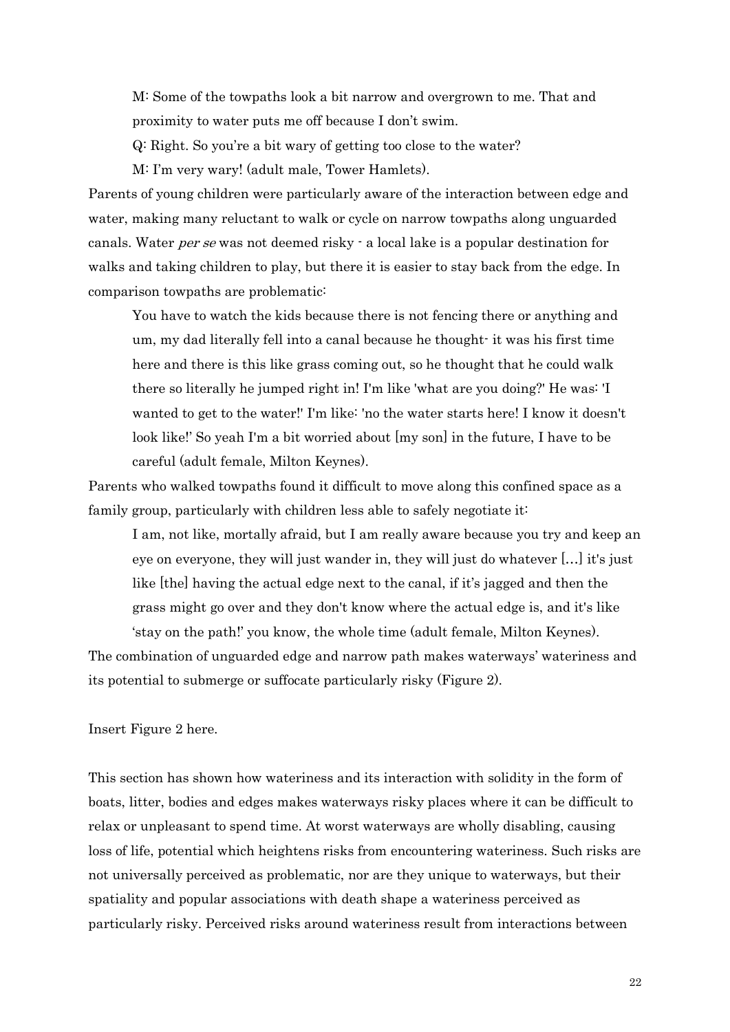> M: Some of the towpaths look a bit narrow and overgrown to me. That and proximity to water puts me off because I don't swim.
>
> Q: Right. So you're a bit wary of getting too close to the water?
>
> M: I'm very wary! (adult male, Tower Hamlets).

Parents of young children were particularly aware of the interaction between edge and water, making many reluctant to walk or cycle on narrow towpaths along unguarded canals. Water *per se* was not deemed risky - a local lake is a popular destination for walks and taking children to play, but there it is easier to stay back from the edge. In comparison towpaths are problematic:

> You have to watch the kids because there is not fencing there or anything and um, my dad literally fell into a canal because he thought- it was his first time here and there is this like grass coming out, so he thought that he could walk there so literally he jumped right in! I'm like 'what are you doing?' He was: 'I wanted to get to the water!' I'm like: 'no the water starts here! I know it doesn't look like!' So yeah I'm a bit worried about [my son] in the future, I have to be careful (adult female, Milton Keynes).

Parents who walked towpaths found it difficult to move along this confined space as a family group, particularly with children less able to safely negotiate it:

> I am, not like, mortally afraid, but I am really aware because you try and keep an eye on everyone, they will just wander in, they will just do whatever [...] it's just like [the] having the actual edge next to the canal, if it's jagged and then the grass might go over and they don't know where the actual edge is, and it's like 'stay on the path!' you know, the whole time (adult female, Milton Keynes).

The combination of unguarded edge and narrow path makes waterways' wateriness and its potential to submerge or suffocate particularly risky (Figure 2).

Insert Figure 2 here.

This section has shown how wateriness and its interaction with solidity in the form of boats, litter, bodies and edges makes waterways risky places where it can be difficult to relax or unpleasant to spend time. At worst waterways are wholly disabling, causing loss of life, potential which heightens risks from encountering wateriness. Such risks are not universally perceived as problematic, nor are they unique to waterways, but their spatiality and popular associations with death shape a wateriness perceived as particularly risky. Perceived risks around wateriness result from interactions between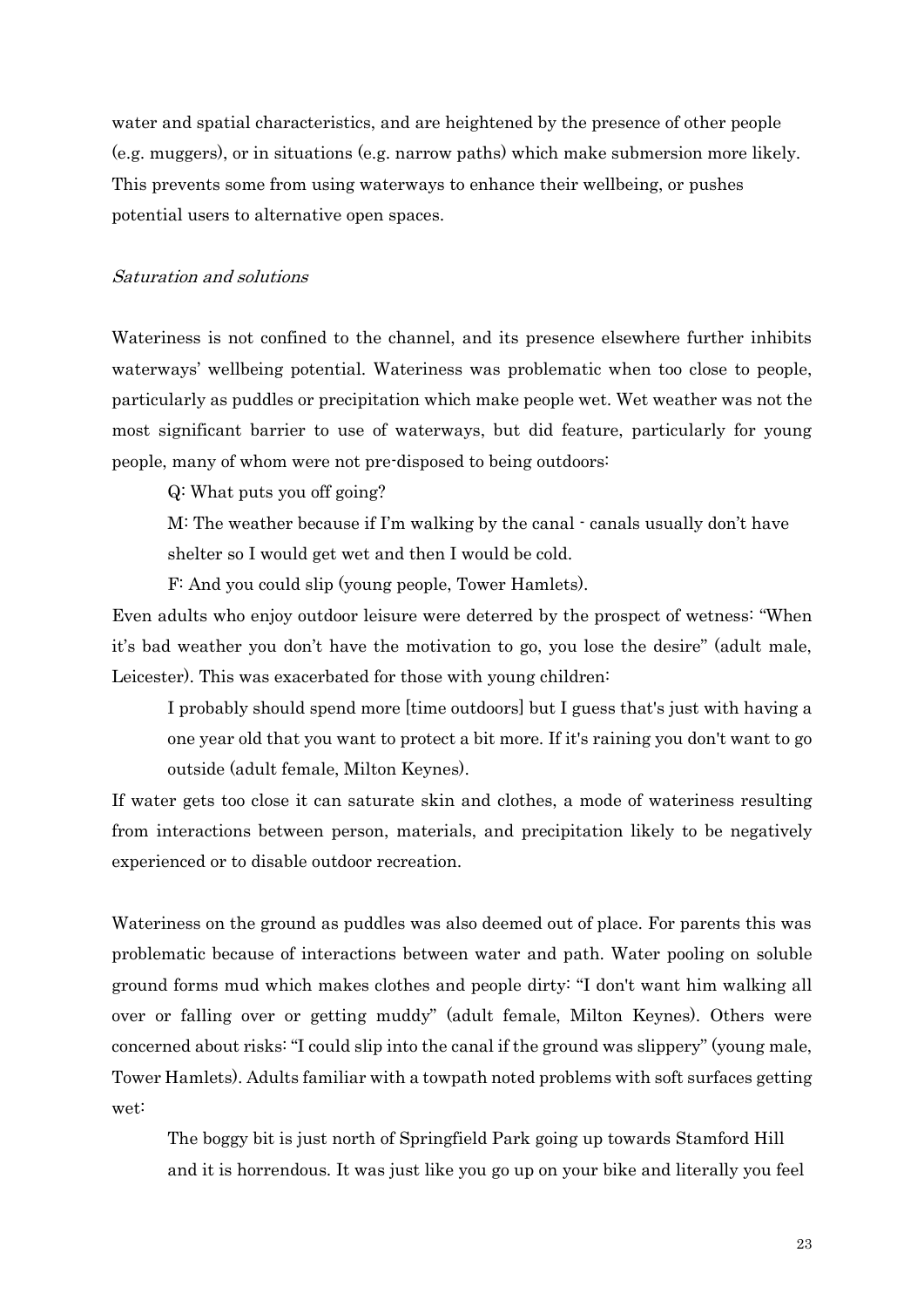water and spatial characteristics, and are heightened by the presence of other people (e.g. muggers), or in situations (e.g. narrow paths) which make submersion more likely. This prevents some from using waterways to enhance their wellbeing, or pushes potential users to alternative open spaces.

*Saturation and solutions*

Wateriness is not confined to the channel, and its presence elsewhere further inhibits waterways' wellbeing potential. Wateriness was problematic when too close to people, particularly as puddles or precipitation which make people wet. Wet weather was not the most significant barrier to use of waterways, but did feature, particularly for young people, many of whom were not pre-disposed to being outdoors:

> Q: What puts you off going?
>
> M: The weather because if I'm walking by the canal - canals usually don't have shelter so I would get wet and then I would be cold.
>
> F: And you could slip (young people, Tower Hamlets).

Even adults who enjoy outdoor leisure were deterred by the prospect of wetness: "When it's bad weather you don't have the motivation to go, you lose the desire" (adult male, Leicester). This was exacerbated for those with young children:

> I probably should spend more [time outdoors] but I guess that's just with having a one year old that you want to protect a bit more. If it's raining you don't want to go outside (adult female, Milton Keynes).

If water gets too close it can saturate skin and clothes, a mode of wateriness resulting from interactions between person, materials, and precipitation likely to be negatively experienced or to disable outdoor recreation.

Wateriness on the ground as puddles was also deemed out of place. For parents this was problematic because of interactions between water and path. Water pooling on soluble ground forms mud which makes clothes and people dirty: "I don't want him walking all over or falling over or getting muddy" (adult female, Milton Keynes). Others were concerned about risks: "I could slip into the canal if the ground was slippery" (young male, Tower Hamlets). Adults familiar with a towpath noted problems with soft surfaces getting wet:

> The boggy bit is just north of Springfield Park going up towards Stamford Hill and it is horrendous. It was just like you go up on your bike and literally you feel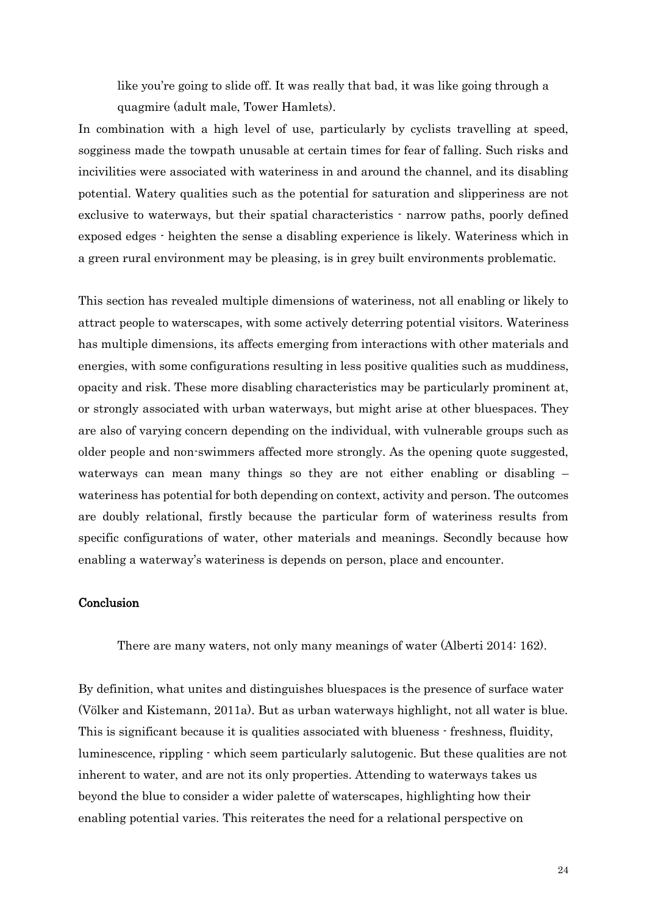> like you're going to slide off. It was really that bad, it was like going through a quagmire (adult male, Tower Hamlets).

In combination with a high level of use, particularly by cyclists travelling at speed, sogginess made the towpath unusable at certain times for fear of falling. Such risks and incivilities were associated with wateriness in and around the channel, and its disabling potential. Watery qualities such as the potential for saturation and slipperiness are not exclusive to waterways, but their spatial characteristics - narrow paths, poorly defined exposed edges - heighten the sense a disabling experience is likely. Wateriness which in a green rural environment may be pleasing, is in grey built environments problematic.

This section has revealed multiple dimensions of wateriness, not all enabling or likely to attract people to waterscapes, with some actively deterring potential visitors. Wateriness has multiple dimensions, its affects emerging from interactions with other materials and energies, with some configurations resulting in less positive qualities such as muddiness, opacity and risk. These more disabling characteristics may be particularly prominent at, or strongly associated with urban waterways, but might arise at other bluespaces. They are also of varying concern depending on the individual, with vulnerable groups such as older people and non-swimmers affected more strongly. As the opening quote suggested, waterways can mean many things so they are not either enabling or disabling – wateriness has potential for both depending on context, activity and person. The outcomes are doubly relational, firstly because the particular form of wateriness results from specific configurations of water, other materials and meanings. Secondly because how enabling a waterway's wateriness is depends on person, place and encounter.

## Conclusion

> There are many waters, not only many meanings of water (Alberti 2014: 162).

By definition, what unites and distinguishes bluespaces is the presence of surface water (Völker and Kistemann, 2011a). But as urban waterways highlight, not all water is blue. This is significant because it is qualities associated with blueness - freshness, fluidity, luminescence, rippling - which seem particularly salutogenic. But these qualities are not inherent to water, and are not its only properties. Attending to waterways takes us beyond the blue to consider a wider palette of waterscapes, highlighting how their enabling potential varies. This reiterates the need for a relational perspective on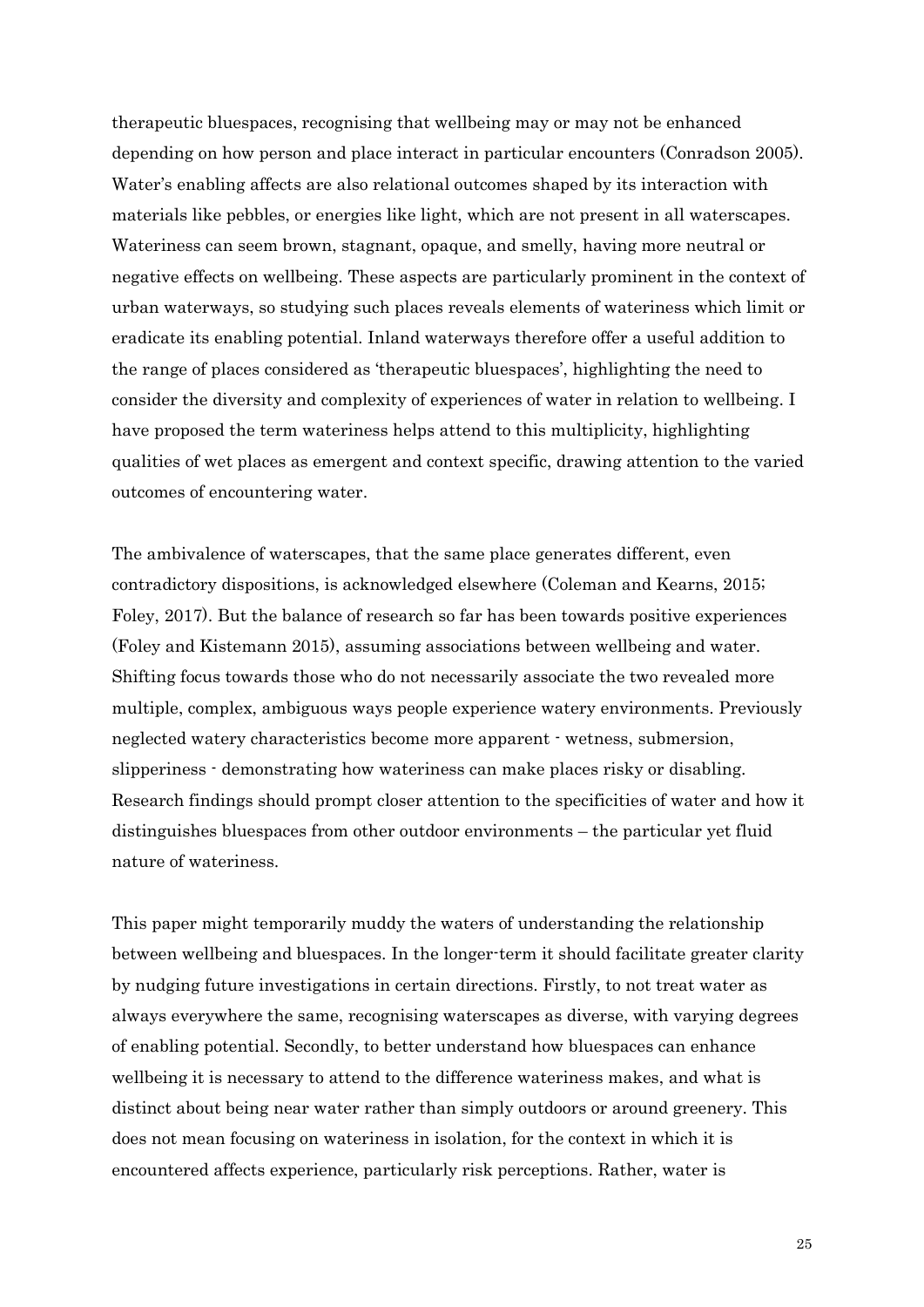therapeutic bluespaces, recognising that wellbeing may or may not be enhanced depending on how person and place interact in particular encounters (Conradson 2005). Water's enabling affects are also relational outcomes shaped by its interaction with materials like pebbles, or energies like light, which are not present in all waterscapes. Wateriness can seem brown, stagnant, opaque, and smelly, having more neutral or negative effects on wellbeing. These aspects are particularly prominent in the context of urban waterways, so studying such places reveals elements of wateriness which limit or eradicate its enabling potential. Inland waterways therefore offer a useful addition to the range of places considered as 'therapeutic bluespaces', highlighting the need to consider the diversity and complexity of experiences of water in relation to wellbeing. I have proposed the term wateriness helps attend to this multiplicity, highlighting qualities of wet places as emergent and context specific, drawing attention to the varied outcomes of encountering water.

The ambivalence of waterscapes, that the same place generates different, even contradictory dispositions, is acknowledged elsewhere (Coleman and Kearns, 2015; Foley, 2017). But the balance of research so far has been towards positive experiences (Foley and Kistemann 2015), assuming associations between wellbeing and water. Shifting focus towards those who do not necessarily associate the two revealed more multiple, complex, ambiguous ways people experience watery environments. Previously neglected watery characteristics become more apparent - wetness, submersion, slipperiness - demonstrating how wateriness can make places risky or disabling. Research findings should prompt closer attention to the specificities of water and how it distinguishes bluespaces from other outdoor environments – the particular yet fluid nature of wateriness.

This paper might temporarily muddy the waters of understanding the relationship between wellbeing and bluespaces. In the longer-term it should facilitate greater clarity by nudging future investigations in certain directions. Firstly, to not treat water as always everywhere the same, recognising waterscapes as diverse, with varying degrees of enabling potential. Secondly, to better understand how bluespaces can enhance wellbeing it is necessary to attend to the difference wateriness makes, and what is distinct about being near water rather than simply outdoors or around greenery. This does not mean focusing on wateriness in isolation, for the context in which it is encountered affects experience, particularly risk perceptions. Rather, water is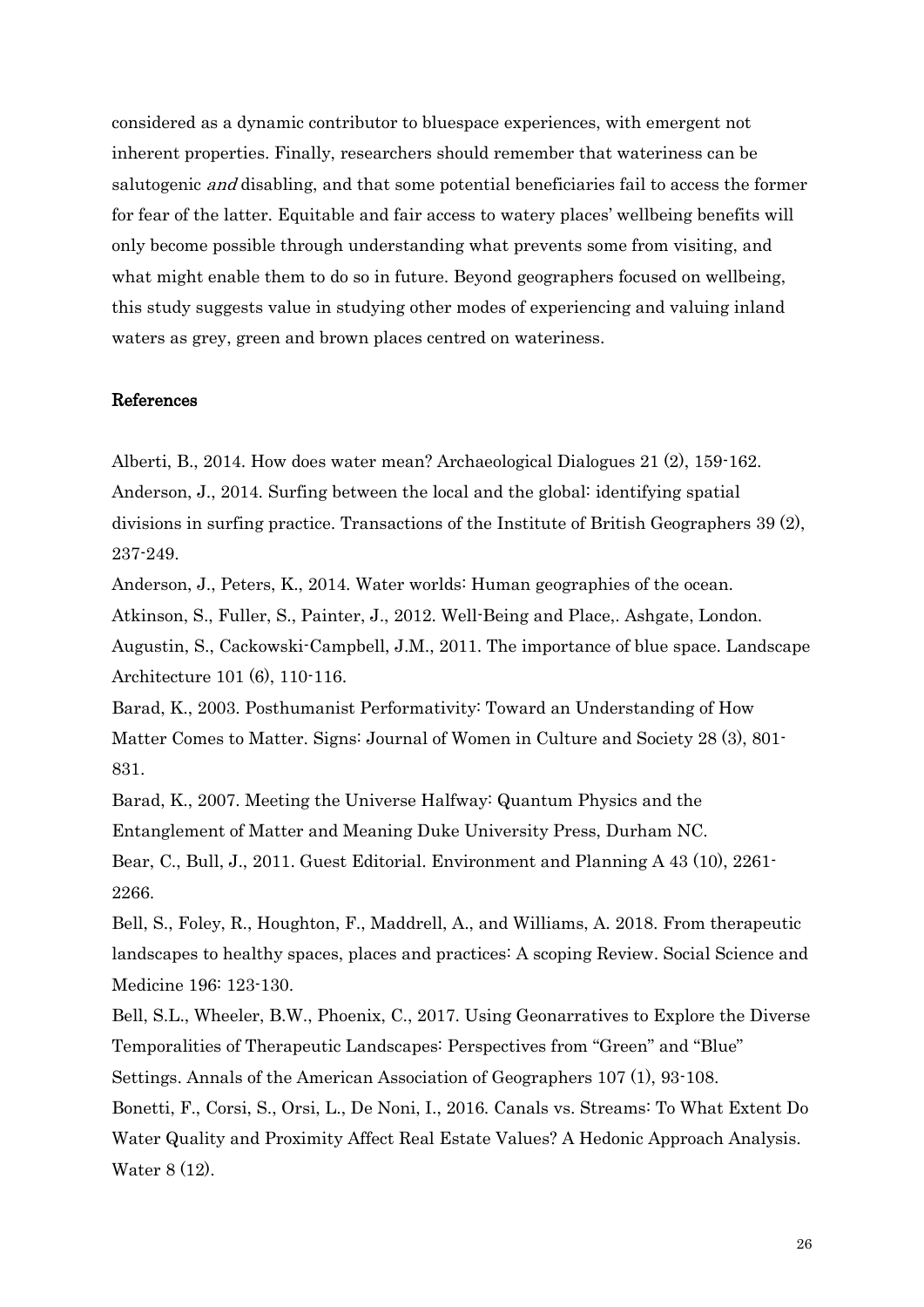considered as a dynamic contributor to bluespace experiences, with emergent not inherent properties. Finally, researchers should remember that wateriness can be salutogenic *and* disabling, and that some potential beneficiaries fail to access the former for fear of the latter. Equitable and fair access to watery places' wellbeing benefits will only become possible through understanding what prevents some from visiting, and what might enable them to do so in future. Beyond geographers focused on wellbeing, this study suggests value in studying other modes of experiencing and valuing inland waters as grey, green and brown places centred on wateriness.

## References

Alberti, B., 2014. How does water mean? Archaeological Dialogues 21 (2), 159-162.

Anderson, J., 2014. Surfing between the local and the global: identifying spatial divisions in surfing practice. Transactions of the Institute of British Geographers 39 (2), 237-249.

Anderson, J., Peters, K., 2014. Water worlds: Human geographies of the ocean.

Atkinson, S., Fuller, S., Painter, J., 2012. Well-Being and Place,. Ashgate, London.

Augustin, S., Cackowski-Campbell, J.M., 2011. The importance of blue space. Landscape Architecture 101 (6), 110-116.

Barad, K., 2003. Posthumanist Performativity: Toward an Understanding of How Matter Comes to Matter. Signs: Journal of Women in Culture and Society 28 (3), 801-831.

Barad, K., 2007. Meeting the Universe Halfway: Quantum Physics and the Entanglement of Matter and Meaning Duke University Press, Durham NC.

Bear, C., Bull, J., 2011. Guest Editorial. Environment and Planning A 43 (10), 2261-2266.

Bell, S., Foley, R., Houghton, F., Maddrell, A., and Williams, A. 2018. From therapeutic landscapes to healthy spaces, places and practices: A scoping Review. Social Science and Medicine 196: 123-130.

Bell, S.L., Wheeler, B.W., Phoenix, C., 2017. Using Geonarratives to Explore the Diverse Temporalities of Therapeutic Landscapes: Perspectives from "Green" and "Blue" Settings. Annals of the American Association of Geographers 107 (1), 93-108.

Bonetti, F., Corsi, S., Orsi, L., De Noni, I., 2016. Canals vs. Streams: To What Extent Do Water Quality and Proximity Affect Real Estate Values? A Hedonic Approach Analysis. Water 8 (12).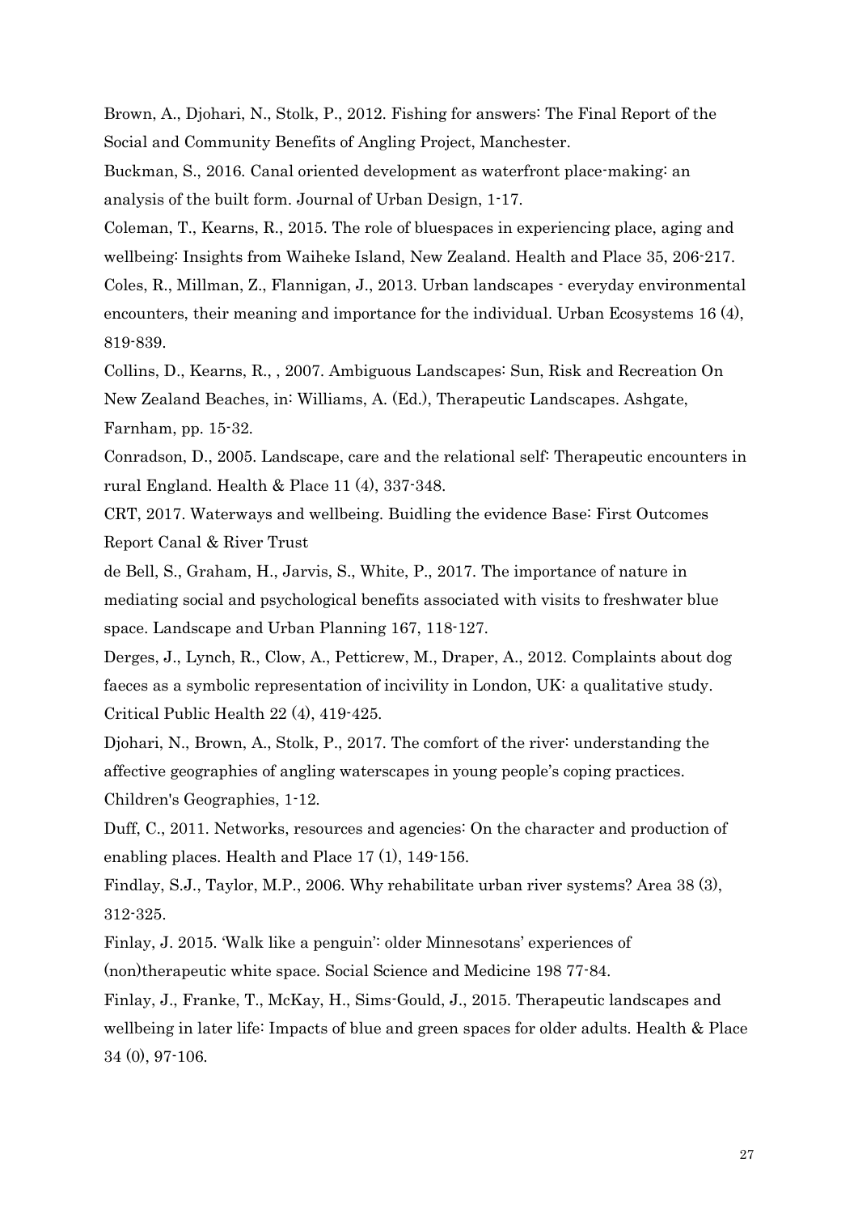Brown, A., Djohari, N., Stolk, P., 2012. Fishing for answers: The Final Report of the Social and Community Benefits of Angling Project, Manchester.

Buckman, S., 2016. Canal oriented development as waterfront place-making: an analysis of the built form. Journal of Urban Design, 1-17.

Coleman, T., Kearns, R., 2015. The role of bluespaces in experiencing place, aging and wellbeing: Insights from Waiheke Island, New Zealand. Health and Place 35, 206-217.

Coles, R., Millman, Z., Flannigan, J., 2013. Urban landscapes - everyday environmental encounters, their meaning and importance for the individual. Urban Ecosystems 16 (4), 819-839.

Collins, D., Kearns, R., , 2007. Ambiguous Landscapes: Sun, Risk and Recreation On New Zealand Beaches, in: Williams, A. (Ed.), Therapeutic Landscapes. Ashgate, Farnham, pp. 15-32.

Conradson, D., 2005. Landscape, care and the relational self: Therapeutic encounters in rural England. Health & Place 11 (4), 337-348.

CRT, 2017. Waterways and wellbeing. Buidling the evidence Base: First Outcomes Report Canal & River Trust

de Bell, S., Graham, H., Jarvis, S., White, P., 2017. The importance of nature in mediating social and psychological benefits associated with visits to freshwater blue space. Landscape and Urban Planning 167, 118-127.

Derges, J., Lynch, R., Clow, A., Petticrew, M., Draper, A., 2012. Complaints about dog faeces as a symbolic representation of incivility in London, UK: a qualitative study. Critical Public Health 22 (4), 419-425.

Djohari, N., Brown, A., Stolk, P., 2017. The comfort of the river: understanding the affective geographies of angling waterscapes in young people's coping practices. Children's Geographies, 1-12.

Duff, C., 2011. Networks, resources and agencies: On the character and production of enabling places. Health and Place 17 (1), 149-156.

Findlay, S.J., Taylor, M.P., 2006. Why rehabilitate urban river systems? Area 38 (3), 312-325.

Finlay, J. 2015. 'Walk like a penguin': older Minnesotans' experiences of (non)therapeutic white space. Social Science and Medicine 198 77-84.

Finlay, J., Franke, T., McKay, H., Sims-Gould, J., 2015. Therapeutic landscapes and wellbeing in later life: Impacts of blue and green spaces for older adults. Health & Place 34 (0), 97-106.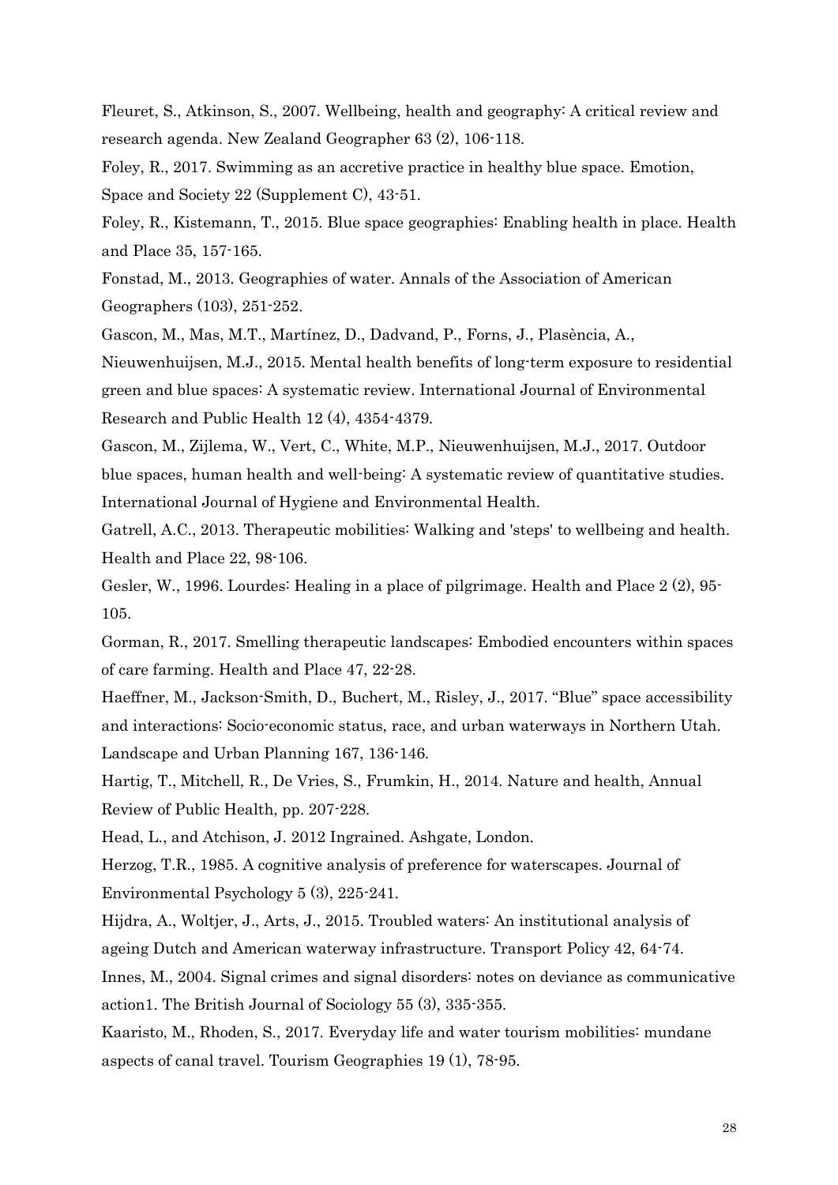Fleuret, S., Atkinson, S., 2007. Wellbeing, health and geography: A critical review and research agenda. New Zealand Geographer 63 (2), 106-118.

Foley, R., 2017. Swimming as an accretive practice in healthy blue space. Emotion, Space and Society 22 (Supplement C), 43-51.

Foley, R., Kistemann, T., 2015. Blue space geographies: Enabling health in place. Health and Place 35, 157-165.

Fonstad, M., 2013. Geographies of water. Annals of the Association of American Geographers (103), 251-252.

Gascon, M., Mas, M.T., Martínez, D., Dadvand, P., Forns, J., Plasència, A., Nieuwenhuijsen, M.J., 2015. Mental health benefits of long-term exposure to residential green and blue spaces: A systematic review. International Journal of Environmental Research and Public Health 12 (4), 4354-4379.

Gascon, M., Zijlema, W., Vert, C., White, M.P., Nieuwenhuijsen, M.J., 2017. Outdoor blue spaces, human health and well-being: A systematic review of quantitative studies. International Journal of Hygiene and Environmental Health.

Gatrell, A.C., 2013. Therapeutic mobilities: Walking and 'steps' to wellbeing and health. Health and Place 22, 98-106.

Gesler, W., 1996. Lourdes: Healing in a place of pilgrimage. Health and Place 2 (2), 95-105.

Gorman, R., 2017. Smelling therapeutic landscapes: Embodied encounters within spaces of care farming. Health and Place 47, 22-28.

Haeffner, M., Jackson-Smith, D., Buchert, M., Risley, J., 2017. "Blue" space accessibility and interactions: Socio-economic status, race, and urban waterways in Northern Utah. Landscape and Urban Planning 167, 136-146.

Hartig, T., Mitchell, R., De Vries, S., Frumkin, H., 2014. Nature and health, Annual Review of Public Health, pp. 207-228.

Head, L., and Atchison, J. 2012 Ingrained. Ashgate, London.

Herzog, T.R., 1985. A cognitive analysis of preference for waterscapes. Journal of Environmental Psychology 5 (3), 225-241.

Hijdra, A., Woltjer, J., Arts, J., 2015. Troubled waters: An institutional analysis of ageing Dutch and American waterway infrastructure. Transport Policy 42, 64-74.

Innes, M., 2004. Signal crimes and signal disorders: notes on deviance as communicative action1. The British Journal of Sociology 55 (3), 335-355.

Kaaristo, M., Rhoden, S., 2017. Everyday life and water tourism mobilities: mundane aspects of canal travel. Tourism Geographies 19 (1), 78-95.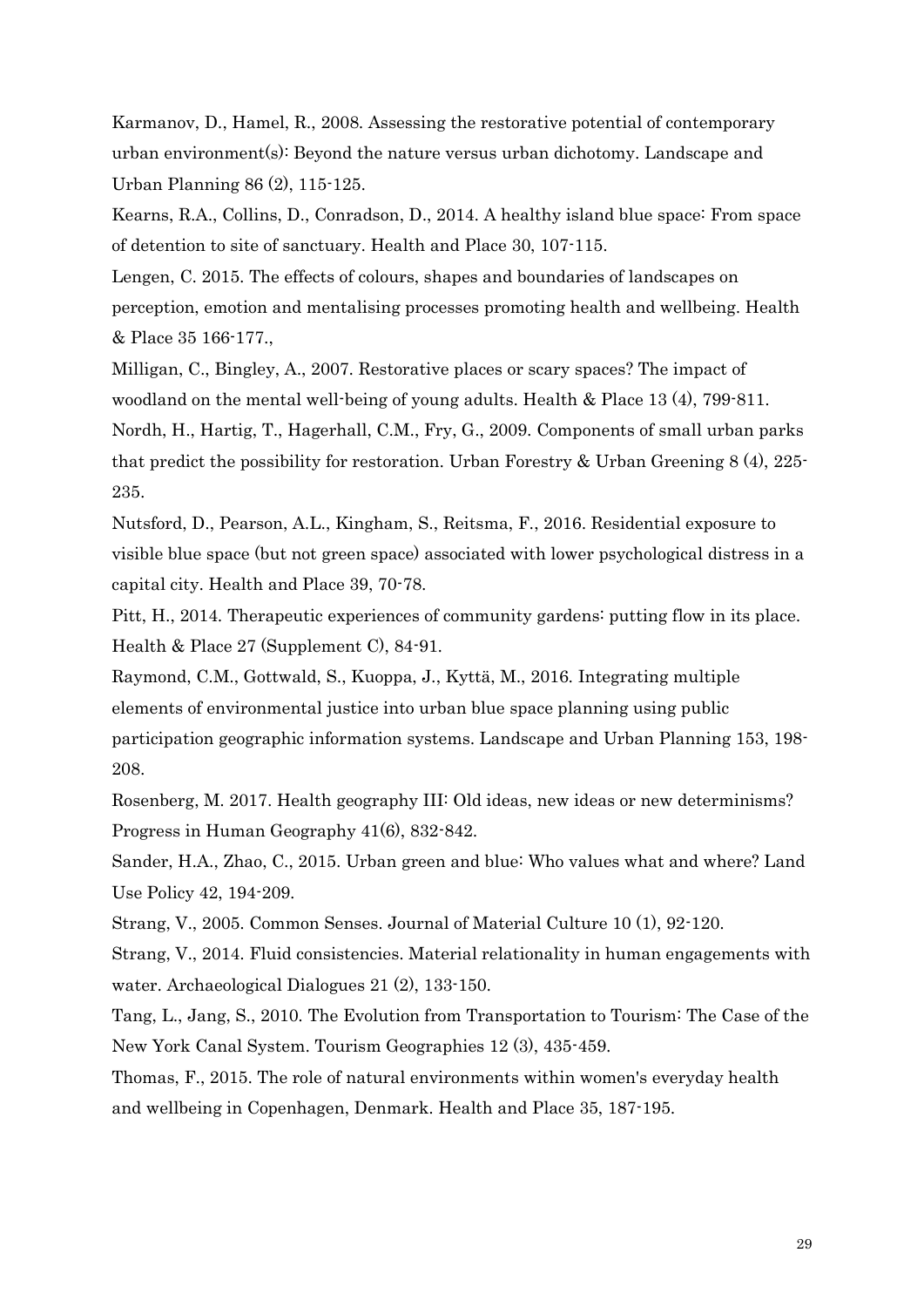Karmanov, D., Hamel, R., 2008. Assessing the restorative potential of contemporary urban environment(s): Beyond the nature versus urban dichotomy. Landscape and Urban Planning 86 (2), 115-125.

Kearns, R.A., Collins, D., Conradson, D., 2014. A healthy island blue space: From space of detention to site of sanctuary. Health and Place 30, 107-115.

Lengen, C. 2015. The effects of colours, shapes and boundaries of landscapes on perception, emotion and mentalising processes promoting health and wellbeing. Health & Place 35 166-177.,

Milligan, C., Bingley, A., 2007. Restorative places or scary spaces? The impact of woodland on the mental well-being of young adults. Health & Place 13 (4), 799-811.

Nordh, H., Hartig, T., Hagerhall, C.M., Fry, G., 2009. Components of small urban parks that predict the possibility for restoration. Urban Forestry & Urban Greening 8 (4), 225-235.

Nutsford, D., Pearson, A.L., Kingham, S., Reitsma, F., 2016. Residential exposure to visible blue space (but not green space) associated with lower psychological distress in a capital city. Health and Place 39, 70-78.

Pitt, H., 2014. Therapeutic experiences of community gardens: putting flow in its place. Health & Place 27 (Supplement C), 84-91.

Raymond, C.M., Gottwald, S., Kuoppa, J., Kyttä, M., 2016. Integrating multiple elements of environmental justice into urban blue space planning using public participation geographic information systems. Landscape and Urban Planning 153, 198-208.

Rosenberg, M. 2017. Health geography III: Old ideas, new ideas or new determinisms? Progress in Human Geography 41(6), 832-842.

Sander, H.A., Zhao, C., 2015. Urban green and blue: Who values what and where? Land Use Policy 42, 194-209.

Strang, V., 2005. Common Senses. Journal of Material Culture 10 (1), 92-120.

Strang, V., 2014. Fluid consistencies. Material relationality in human engagements with water. Archaeological Dialogues 21 (2), 133-150.

Tang, L., Jang, S., 2010. The Evolution from Transportation to Tourism: The Case of the New York Canal System. Tourism Geographies 12 (3), 435-459.

Thomas, F., 2015. The role of natural environments within women's everyday health and wellbeing in Copenhagen, Denmark. Health and Place 35, 187-195.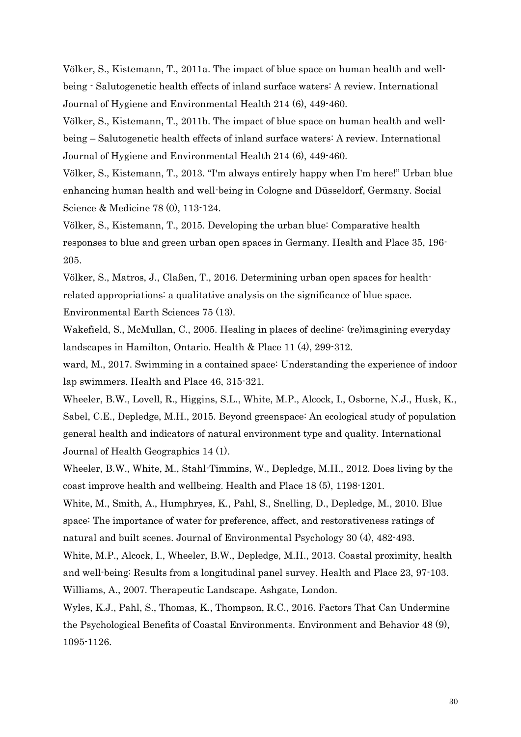Völker, S., Kistemann, T., 2011a. The impact of blue space on human health and well-being - Salutogenetic health effects of inland surface waters: A review. International Journal of Hygiene and Environmental Health 214 (6), 449-460.

Völker, S., Kistemann, T., 2011b. The impact of blue space on human health and well-being – Salutogenetic health effects of inland surface waters: A review. International Journal of Hygiene and Environmental Health 214 (6), 449-460.

Völker, S., Kistemann, T., 2013. "I'm always entirely happy when I'm here!" Urban blue enhancing human health and well-being in Cologne and Düsseldorf, Germany. Social Science & Medicine 78 (0), 113-124.

Völker, S., Kistemann, T., 2015. Developing the urban blue: Comparative health responses to blue and green urban open spaces in Germany. Health and Place 35, 196-205.

Völker, S., Matros, J., Claßen, T., 2016. Determining urban open spaces for health-related appropriations: a qualitative analysis on the significance of blue space. Environmental Earth Sciences 75 (13).

Wakefield, S., McMullan, C., 2005. Healing in places of decline: (re)imagining everyday landscapes in Hamilton, Ontario. Health & Place 11 (4), 299-312.

ward, M., 2017. Swimming in a contained space: Understanding the experience of indoor lap swimmers. Health and Place 46, 315-321.

Wheeler, B.W., Lovell, R., Higgins, S.L., White, M.P., Alcock, I., Osborne, N.J., Husk, K., Sabel, C.E., Depledge, M.H., 2015. Beyond greenspace: An ecological study of population general health and indicators of natural environment type and quality. International Journal of Health Geographics 14 (1).

Wheeler, B.W., White, M., Stahl-Timmins, W., Depledge, M.H., 2012. Does living by the coast improve health and wellbeing. Health and Place 18 (5), 1198-1201.

White, M., Smith, A., Humphryes, K., Pahl, S., Snelling, D., Depledge, M., 2010. Blue space: The importance of water for preference, affect, and restorativeness ratings of natural and built scenes. Journal of Environmental Psychology 30 (4), 482-493.

White, M.P., Alcock, I., Wheeler, B.W., Depledge, M.H., 2013. Coastal proximity, health and well-being: Results from a longitudinal panel survey. Health and Place 23, 97-103.

Williams, A., 2007. Therapeutic Landscape. Ashgate, London.

Wyles, K.J., Pahl, S., Thomas, K., Thompson, R.C., 2016. Factors That Can Undermine the Psychological Benefits of Coastal Environments. Environment and Behavior 48 (9), 1095-1126.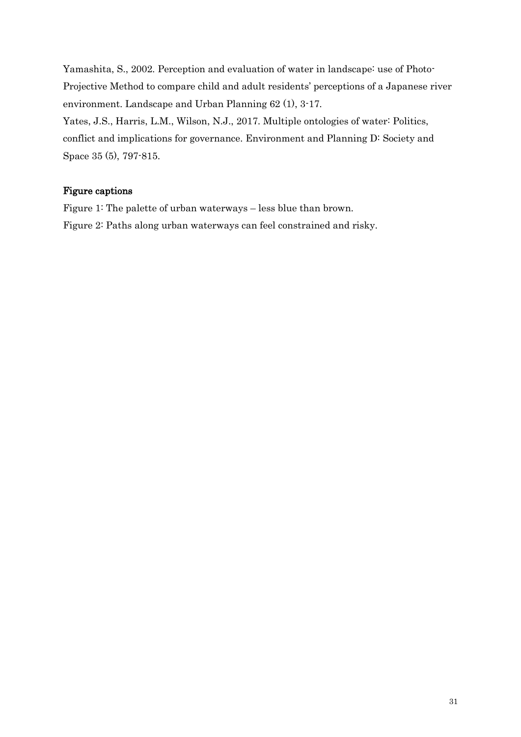Yamashita, S., 2002. Perception and evaluation of water in landscape: use of Photo-Projective Method to compare child and adult residents' perceptions of a Japanese river environment. Landscape and Urban Planning 62 (1), 3-17.

Yates, J.S., Harris, L.M., Wilson, N.J., 2017. Multiple ontologies of water: Politics, conflict and implications for governance. Environment and Planning D: Society and Space 35 (5), 797-815.

## Figure captions

Figure 1: The palette of urban waterways – less blue than brown.

Figure 2: Paths along urban waterways can feel constrained and risky.